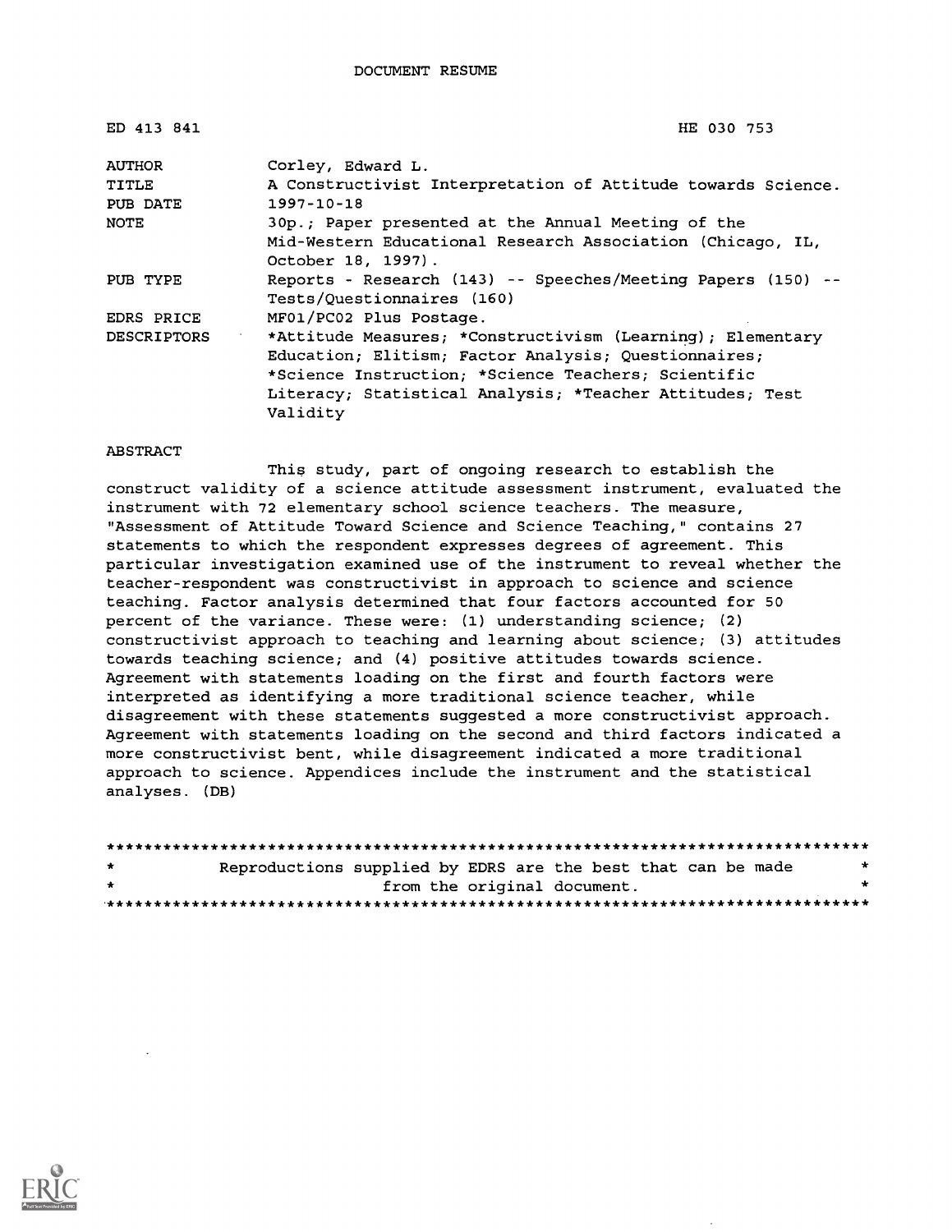DOCUMENT RESUME

| ED 413 841 | HE 030 753 |
|---|---|
| AUTHOR | Corley, Edward L. |
| TITLE | A Constructivist Interpretation of Attitude towards Science. |
| PUB DATE | 1997-10-18 |
| NOTE | 30p.; Paper presented at the Annual Meeting of the Mid-Western Educational Research Association (Chicago, IL, October 18, 1997). |
| PUB TYPE | Reports - Research (143) -- Speeches/Meeting Papers (150) -- Tests/Questionnaires (160) |
| EDRS PRICE | MF01/PC02 Plus Postage. |
| DESCRIPTORS | *Attitude Measures; *Constructivism (Learning); Elementary Education; Elitism; Factor Analysis; Questionnaires; *Science Instruction; *Science Teachers; Scientific Literacy; Statistical Analysis; *Teacher Attitudes; Test Validity |

ABSTRACT

This study, part of ongoing research to establish the construct validity of a science attitude assessment instrument, evaluated the instrument with 72 elementary school science teachers. The measure, "Assessment of Attitude Toward Science and Science Teaching," contains 27 statements to which the respondent expresses degrees of agreement. This particular investigation examined use of the instrument to reveal whether the teacher-respondent was constructivist in approach to science and science teaching. Factor analysis determined that four factors accounted for 50 percent of the variance. These were: (1) understanding science; (2) constructivist approach to teaching and learning about science; (3) attitudes towards teaching science; and (4) positive attitudes towards science. Agreement with statements loading on the first and fourth factors were interpreted as identifying a more traditional science teacher, while disagreement with these statements suggested a more constructivist approach. Agreement with statements loading on the second and third factors indicated a more constructivist bent, while disagreement indicated a more traditional approach to science. Appendices include the instrument and the statistical analyses. (DB)

********************************************************************************
* Reproductions supplied by EDRS are the best that can be made *
* from the original document. *
********************************************************************************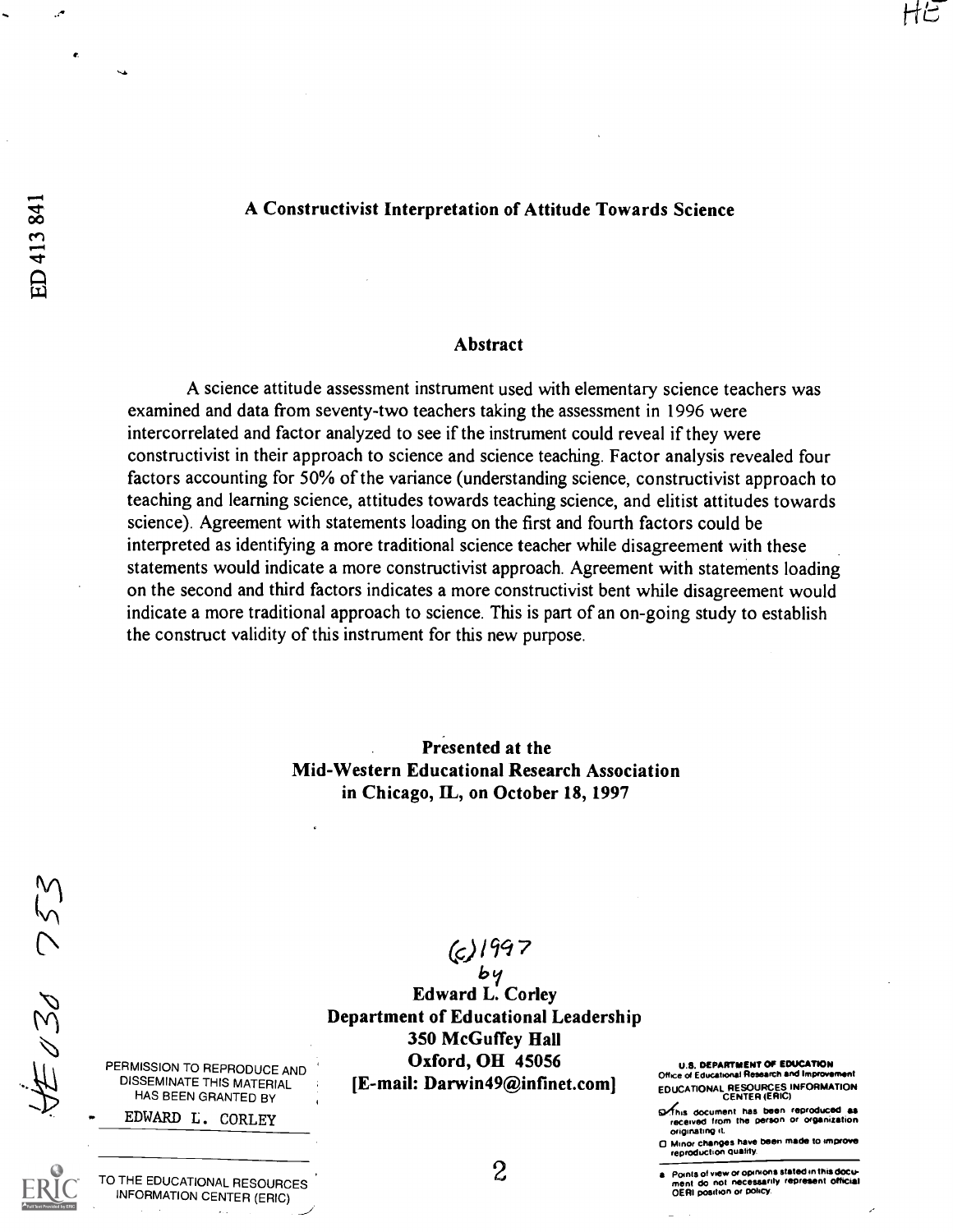# A Constructivist Interpretation of Attitude Towards Science

## Abstract

A science attitude assessment instrument used with elementary science teachers was examined and data from seventy-two teachers taking the assessment in 1996 were intercorrelated and factor analyzed to see if the instrument could reveal if they were constructivist in their approach to science and science teaching. Factor analysis revealed four factors accounting for 50% of the variance (understanding science, constructivist approach to teaching and learning science, attitudes towards teaching science, and elitist attitudes towards science). Agreement with statements loading on the first and fourth factors could be interpreted as identifying a more traditional science teacher while disagreement with these statements would indicate a more constructivist approach. Agreement with statements loading on the second and third factors indicates a more constructivist bent while disagreement would indicate a more traditional approach to science. This is part of an on-going study to establish the construct validity of this instrument for this new purpose.

**Presented at the**
**Mid-Western Educational Research Association**
**in Chicago, IL, on October 18, 1997**

(c) 1997
by
**Edward L. Corley**
**Department of Educational Leadership**
**350 McGuffey Hall**
**Oxford, OH 45056**
**[E-mail: Darwin49@infinet.com]**

PERMISSION TO REPRODUCE AND DISSEMINATE THIS MATERIAL HAS BEEN GRANTED BY
EDWARD L. CORLEY
TO THE EDUCATIONAL RESOURCES INFORMATION CENTER (ERIC)

U.S. DEPARTMENT OF EDUCATION
Office of Educational Research and Improvement
EDUCATIONAL RESOURCES INFORMATION CENTER (ERIC)
- This document has been reproduced as received from the person or organization originating it.
- Minor changes have been made to improve reproduction quality.
- Points of view or opinions stated in this document do not necessarily represent official OERI position or policy.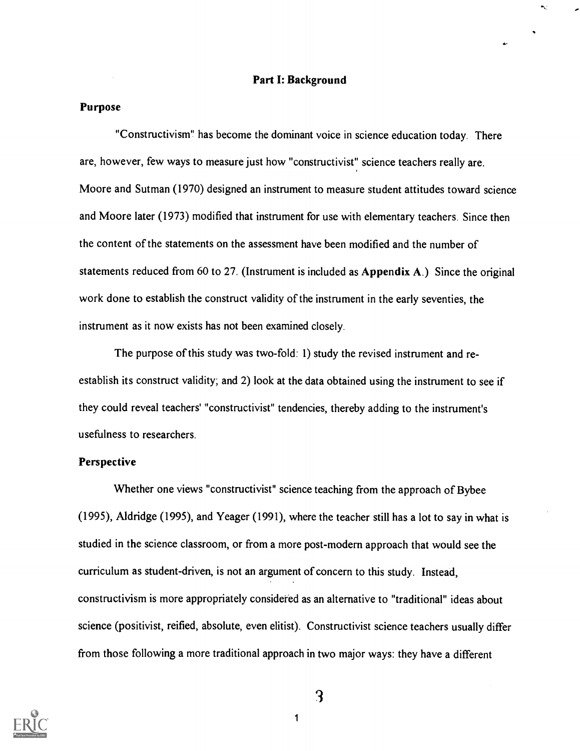# Part I: Background

## Purpose

"Constructivism" has become the dominant voice in science education today. There are, however, few ways to measure just how "constructivist" science teachers really are. Moore and Sutman (1970) designed an instrument to measure student attitudes toward science and Moore later (1973) modified that instrument for use with elementary teachers. Since then the content of the statements on the assessment have been modified and the number of statements reduced from 60 to 27. (Instrument is included as **Appendix A**.) Since the original work done to establish the construct validity of the instrument in the early seventies, the instrument as it now exists has not been examined closely.

The purpose of this study was two-fold: 1) study the revised instrument and re-establish its construct validity; and 2) look at the data obtained using the instrument to see if they could reveal teachers' "constructivist" tendencies, thereby adding to the instrument's usefulness to researchers.

## Perspective

Whether one views "constructivist" science teaching from the approach of Bybee (1995), Aldridge (1995), and Yeager (1991), where the teacher still has a lot to say in what is studied in the science classroom, or from a more post-modern approach that would see the curriculum as student-driven, is not an argument of concern to this study. Instead, constructivism is more appropriately considered as an alternative to "traditional" ideas about science (positivist, reified, absolute, even elitist). Constructivist science teachers usually differ from those following a more traditional approach in two major ways: they have a different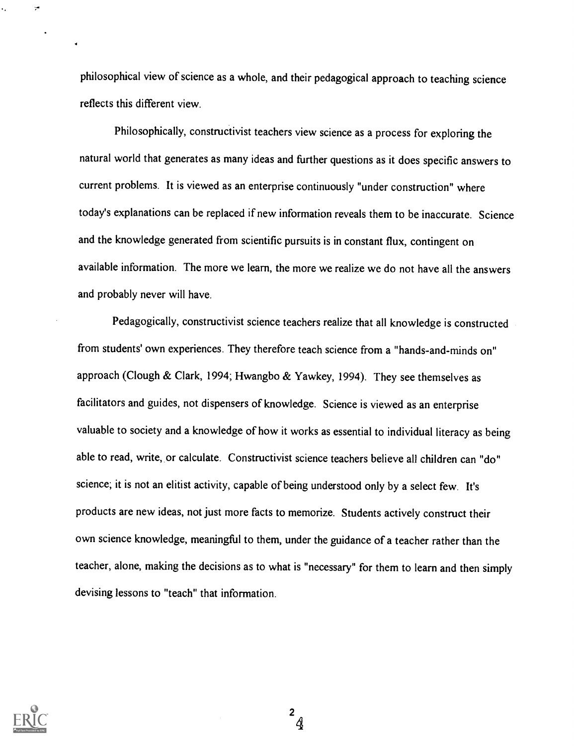philosophical view of science as a whole, and their pedagogical approach to teaching science reflects this different view.

Philosophically, constructivist teachers view science as a process for exploring the natural world that generates as many ideas and further questions as it does specific answers to current problems. It is viewed as an enterprise continuously "under construction" where today's explanations can be replaced if new information reveals them to be inaccurate. Science and the knowledge generated from scientific pursuits is in constant flux, contingent on available information. The more we learn, the more we realize we do not have all the answers and probably never will have.

Pedagogically, constructivist science teachers realize that all knowledge is constructed from students' own experiences. They therefore teach science from a "hands-and-minds on" approach (Clough & Clark, 1994; Hwangbo & Yawkey, 1994). They see themselves as facilitators and guides, not dispensers of knowledge. Science is viewed as an enterprise valuable to society and a knowledge of how it works as essential to individual literacy as being able to read, write, or calculate. Constructivist science teachers believe all children can "do" science; it is not an elitist activity, capable of being understood only by a select few. It's products are new ideas, not just more facts to memorize. Students actively construct their own science knowledge, meaningful to them, under the guidance of a teacher rather than the teacher, alone, making the decisions as to what is "necessary" for them to learn and then simply devising lessons to "teach" that information.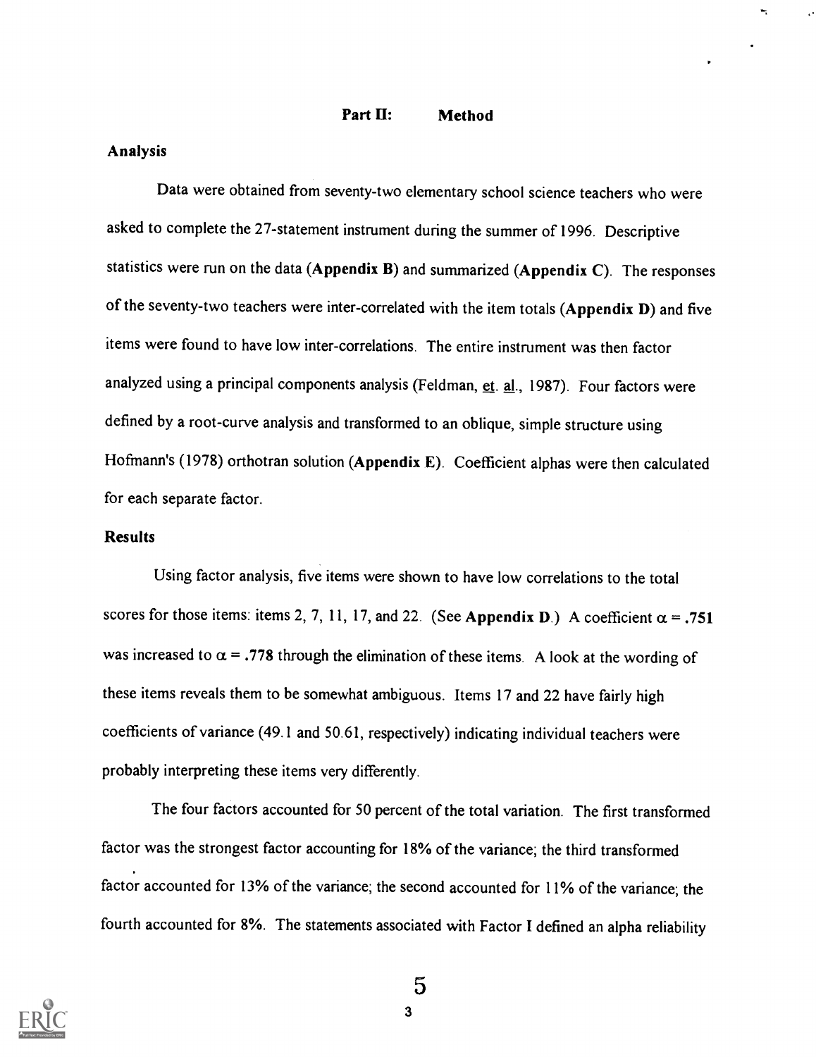## Part II: Method

### Analysis

Data were obtained from seventy-two elementary school science teachers who were asked to complete the 27-statement instrument during the summer of 1996. Descriptive statistics were run on the data (**Appendix B**) and summarized (**Appendix C**). The responses of the seventy-two teachers were inter-correlated with the item totals (**Appendix D**) and five items were found to have low inter-correlations. The entire instrument was then factor analyzed using a principal components analysis (Feldman, et. al., 1987). Four factors were defined by a root-curve analysis and transformed to an oblique, simple structure using Hofmann's (1978) orthotran solution (**Appendix E**). Coefficient alphas were then calculated for each separate factor.

### Results

Using factor analysis, five items were shown to have low correlations to the total scores for those items: items 2, 7, 11, 17, and 22. (See **Appendix D**.) A coefficient $\alpha$ = **.751** was increased to $\alpha$ = **.778** through the elimination of these items. A look at the wording of these items reveals them to be somewhat ambiguous. Items 17 and 22 have fairly high coefficients of variance (49.1 and 50.61, respectively) indicating individual teachers were probably interpreting these items very differently.

The four factors accounted for 50 percent of the total variation. The first transformed factor was the strongest factor accounting for 18% of the variance; the third transformed factor accounted for 13% of the variance; the second accounted for 11% of the variance; the fourth accounted for 8%. The statements associated with Factor I defined an alpha reliability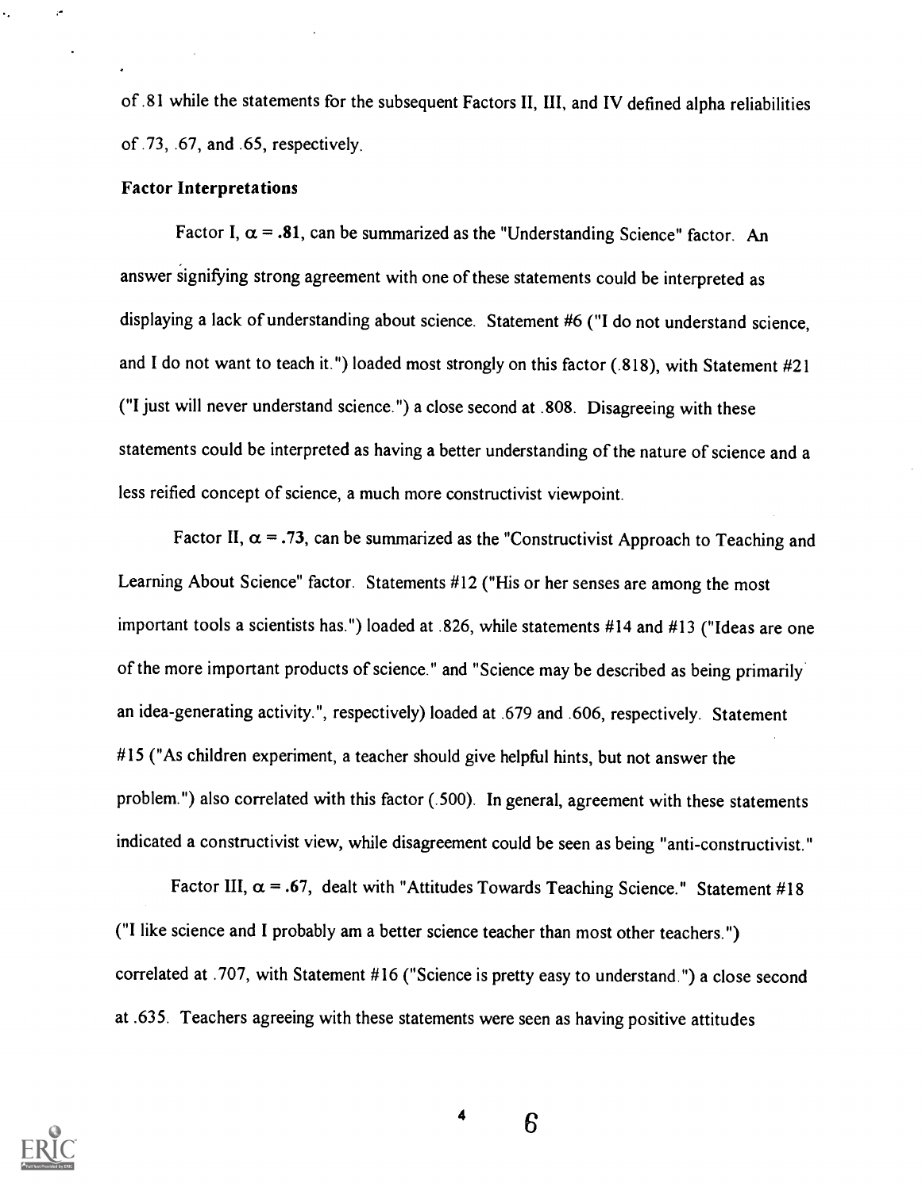of .81 while the statements for the subsequent Factors II, III, and IV defined alpha reliabilities of .73, .67, and .65, respectively.

**Factor Interpretations**

Factor I, $\alpha$ = **.81**, can be summarized as the "Understanding Science" factor. An answer signifying strong agreement with one of these statements could be interpreted as displaying a lack of understanding about science. Statement #6 ("I do not understand science, and I do not want to teach it.") loaded most strongly on this factor (.818), with Statement #21 ("I just will never understand science.") a close second at .808. Disagreeing with these statements could be interpreted as having a better understanding of the nature of science and a less reified concept of science, a much more constructivist viewpoint.

Factor II, $\alpha$ = **.73**, can be summarized as the "Constructivist Approach to Teaching and Learning About Science" factor. Statements #12 ("His or her senses are among the most important tools a scientists has.") loaded at .826, while statements #14 and #13 ("Ideas are one of the more important products of science." and "Science may be described as being primarily an idea-generating activity.", respectively) loaded at .679 and .606, respectively. Statement #15 ("As children experiment, a teacher should give helpful hints, but not answer the problem.") also correlated with this factor (.500). In general, agreement with these statements indicated a constructivist view, while disagreement could be seen as being "anti-constructivist."

Factor III, $\alpha$ = **.67**, dealt with "Attitudes Towards Teaching Science." Statement #18 ("I like science and I probably am a better science teacher than most other teachers.") correlated at .707, with Statement #16 ("Science is pretty easy to understand.") a close second at .635. Teachers agreeing with these statements were seen as having positive attitudes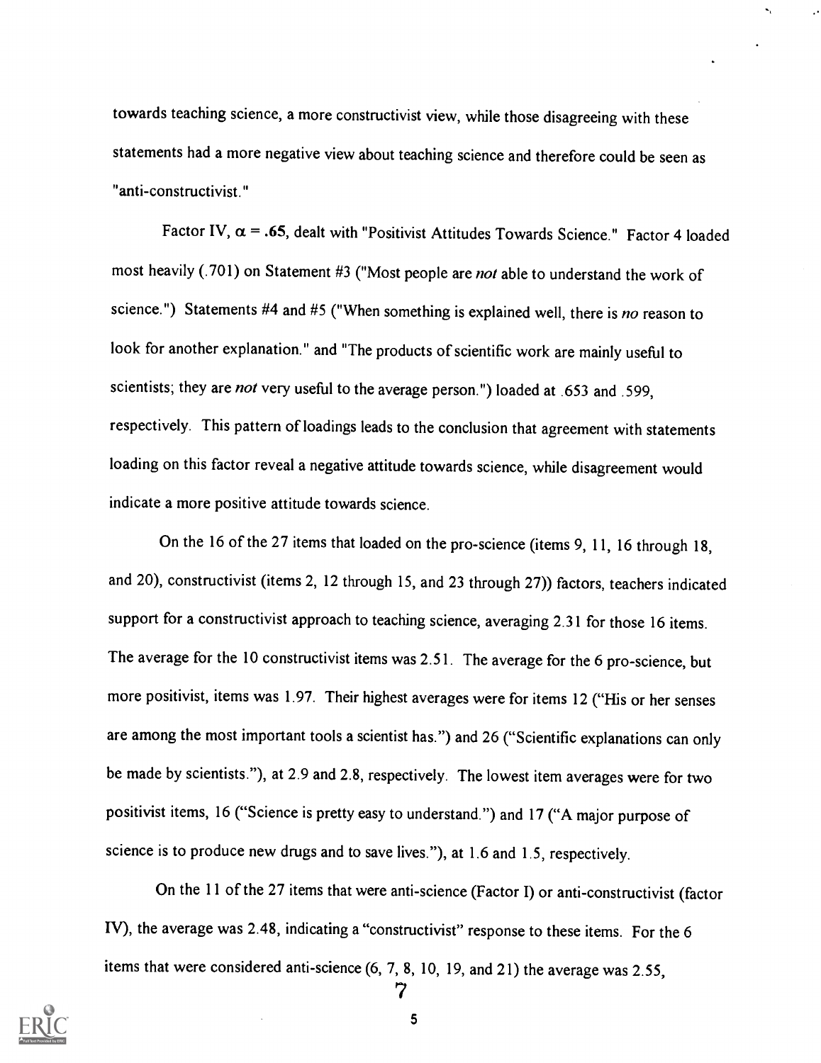towards teaching science, a more constructivist view, while those disagreeing with these statements had a more negative view about teaching science and therefore could be seen as "anti-constructivist."

Factor IV, $\alpha$ = **.65**, dealt with "Positivist Attitudes Towards Science." Factor 4 loaded most heavily (.701) on Statement #3 ("Most people are *not* able to understand the work of science.") Statements #4 and #5 ("When something is explained well, there is *no* reason to look for another explanation." and "The products of scientific work are mainly useful to scientists; they are *not* very useful to the average person.") loaded at .653 and .599, respectively. This pattern of loadings leads to the conclusion that agreement with statements loading on this factor reveal a negative attitude towards science, while disagreement would indicate a more positive attitude towards science.

On the 16 of the 27 items that loaded on the pro-science (items 9, 11, 16 through 18, and 20), constructivist (items 2, 12 through 15, and 23 through 27)) factors, teachers indicated support for a constructivist approach to teaching science, averaging 2.31 for those 16 items. The average for the 10 constructivist items was 2.51. The average for the 6 pro-science, but more positivist, items was 1.97. Their highest averages were for items 12 ("His or her senses are among the most important tools a scientist has.") and 26 ("Scientific explanations can only be made by scientists."), at 2.9 and 2.8, respectively. The lowest item averages were for two positivist items, 16 ("Science is pretty easy to understand.") and 17 ("A major purpose of science is to produce new drugs and to save lives."), at 1.6 and 1.5, respectively.

On the 11 of the 27 items that were anti-science (Factor I) or anti-constructivist (factor IV), the average was 2.48, indicating a "constructivist" response to these items. For the 6 items that were considered anti-science (6, 7, 8, 10, 19, and 21) the average was 2.55,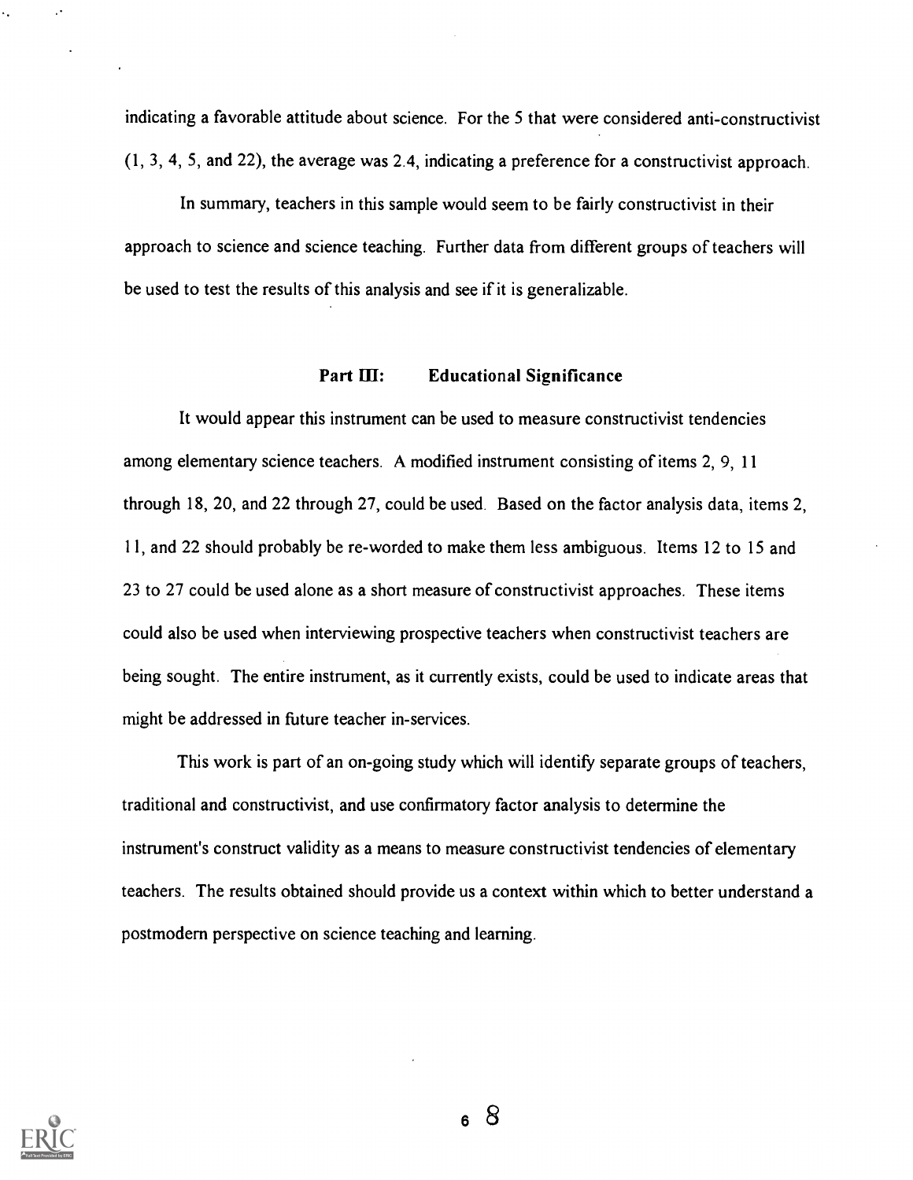indicating a favorable attitude about science. For the 5 that were considered anti-constructivist (1, 3, 4, 5, and 22), the average was 2.4, indicating a preference for a constructivist approach.

In summary, teachers in this sample would seem to be fairly constructivist in their approach to science and science teaching. Further data from different groups of teachers will be used to test the results of this analysis and see if it is generalizable.

## Part III: Educational Significance

It would appear this instrument can be used to measure constructivist tendencies among elementary science teachers. A modified instrument consisting of items 2, 9, 11 through 18, 20, and 22 through 27, could be used. Based on the factor analysis data, items 2, 11, and 22 should probably be re-worded to make them less ambiguous. Items 12 to 15 and 23 to 27 could be used alone as a short measure of constructivist approaches. These items could also be used when interviewing prospective teachers when constructivist teachers are being sought. The entire instrument, as it currently exists, could be used to indicate areas that might be addressed in future teacher in-services.

This work is part of an on-going study which will identify separate groups of teachers, traditional and constructivist, and use confirmatory factor analysis to determine the instrument's construct validity as a means to measure constructivist tendencies of elementary teachers. The results obtained should provide us a context within which to better understand a postmodern perspective on science teaching and learning.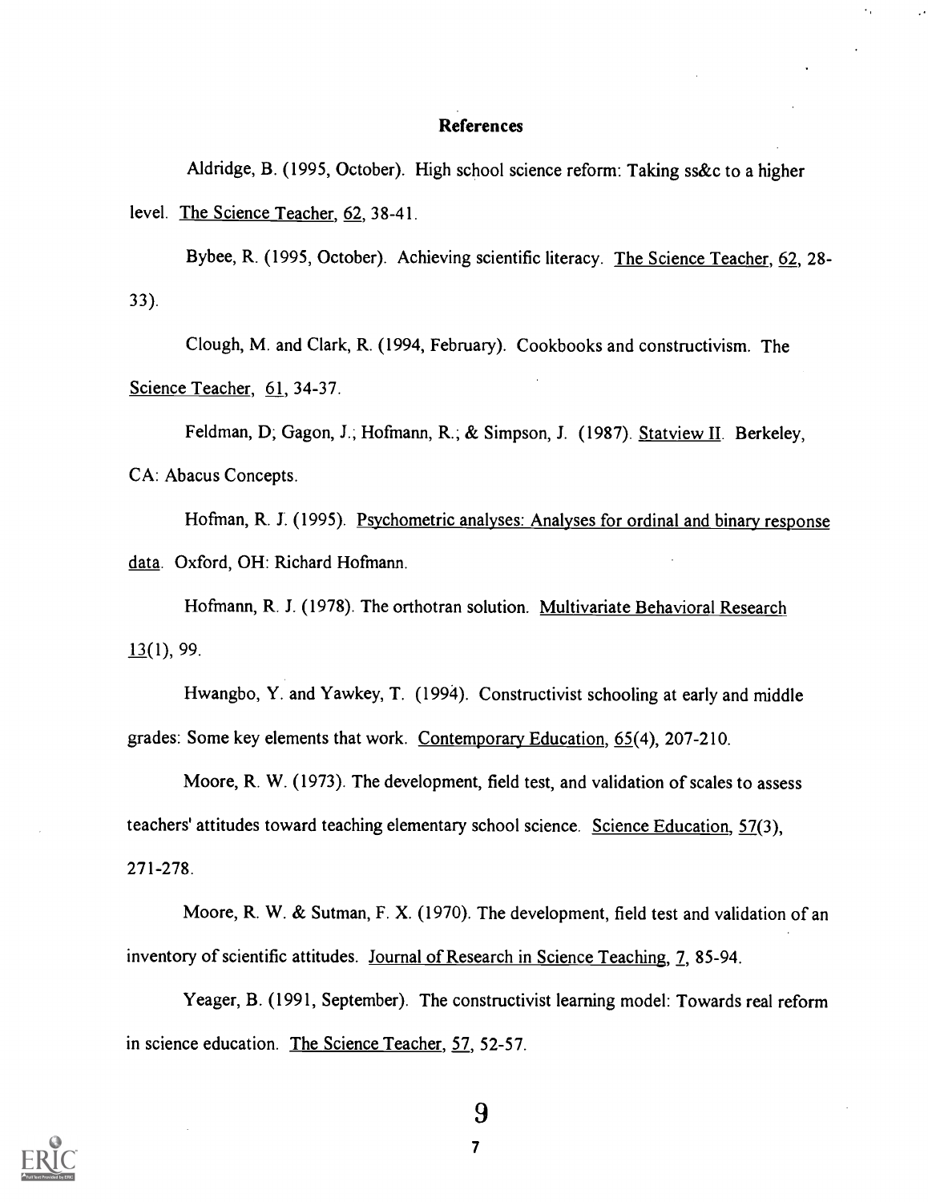## References

Aldridge, B. (1995, October). High school science reform: Taking ss&c to a higher level. The Science Teacher, 62, 38-41.

Bybee, R. (1995, October). Achieving scientific literacy. The Science Teacher, 62, 28-33).

Clough, M. and Clark, R. (1994, February). Cookbooks and constructivism. The Science Teacher, 61, 34-37.

Feldman, D; Gagon, J.; Hofmann, R.; & Simpson, J. (1987). Statview II. Berkeley, CA: Abacus Concepts.

Hofman, R. J. (1995). Psychometric analyses: Analyses for ordinal and binary response data. Oxford, OH: Richard Hofmann.

Hofmann, R. J. (1978). The orthotran solution. Multivariate Behavioral Research 13(1), 99.

Hwangbo, Y. and Yawkey, T. (1994). Constructivist schooling at early and middle grades: Some key elements that work. Contemporary Education, 65(4), 207-210.

Moore, R. W. (1973). The development, field test, and validation of scales to assess teachers' attitudes toward teaching elementary school science. Science Education, 57(3), 271-278.

Moore, R. W. & Sutman, F. X. (1970). The development, field test and validation of an inventory of scientific attitudes. Journal of Research in Science Teaching, 7, 85-94.

Yeager, B. (1991, September). The constructivist learning model: Towards real reform in science education. The Science Teacher, 57, 52-57.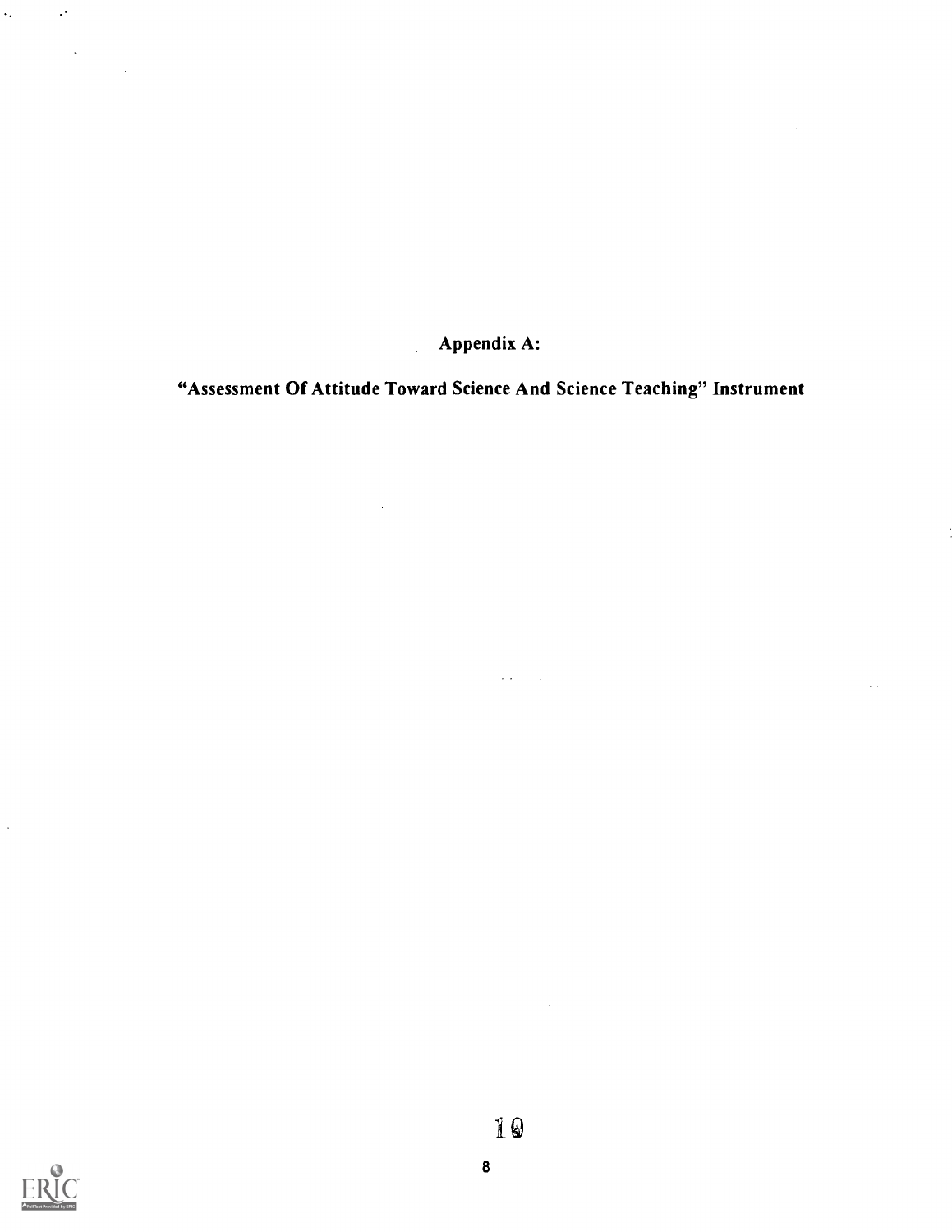# Appendix A:

## "Assessment Of Attitude Toward Science And Science Teaching" Instrument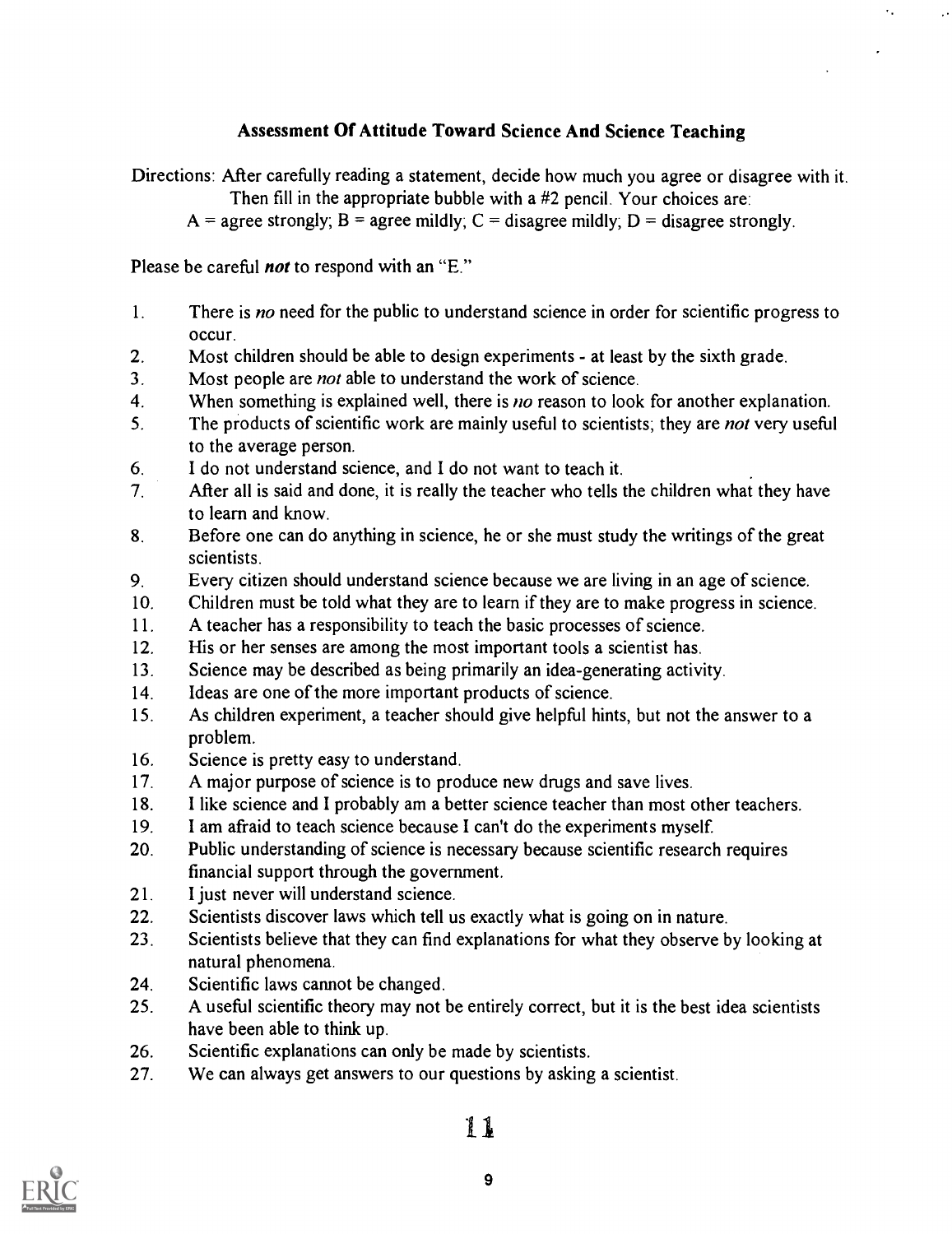## Assessment Of Attitude Toward Science And Science Teaching

Directions: After carefully reading a statement, decide how much you agree or disagree with it. Then fill in the appropriate bubble with a #2 pencil. Your choices are:
A = agree strongly; B = agree mildly; C = disagree mildly; D = disagree strongly.

Please be careful ***not*** to respond with an "E."

1. There is *no* need for the public to understand science in order for scientific progress to occur.
2. Most children should be able to design experiments - at least by the sixth grade.
3. Most people are *not* able to understand the work of science.
4. When something is explained well, there is *no* reason to look for another explanation.
5. The products of scientific work are mainly useful to scientists; they are *not* very useful to the average person.
6. I do not understand science, and I do not want to teach it.
7. After all is said and done, it is really the teacher who tells the children what they have to learn and know.
8. Before one can do anything in science, he or she must study the writings of the great scientists.
9. Every citizen should understand science because we are living in an age of science.
10. Children must be told what they are to learn if they are to make progress in science.
11. A teacher has a responsibility to teach the basic processes of science.
12. His or her senses are among the most important tools a scientist has.
13. Science may be described as being primarily an idea-generating activity.
14. Ideas are one of the more important products of science.
15. As children experiment, a teacher should give helpful hints, but not the answer to a problem.
16. Science is pretty easy to understand.
17. A major purpose of science is to produce new drugs and save lives.
18. I like science and I probably am a better science teacher than most other teachers.
19. I am afraid to teach science because I can't do the experiments myself.
20. Public understanding of science is necessary because scientific research requires financial support through the government.
21. I just never will understand science.
22. Scientists discover laws which tell us exactly what is going on in nature.
23. Scientists believe that they can find explanations for what they observe by looking at natural phenomena.
24. Scientific laws cannot be changed.
25. A useful scientific theory may not be entirely correct, but it is the best idea scientists have been able to think up.
26. Scientific explanations can only be made by scientists.
27. We can always get answers to our questions by asking a scientist.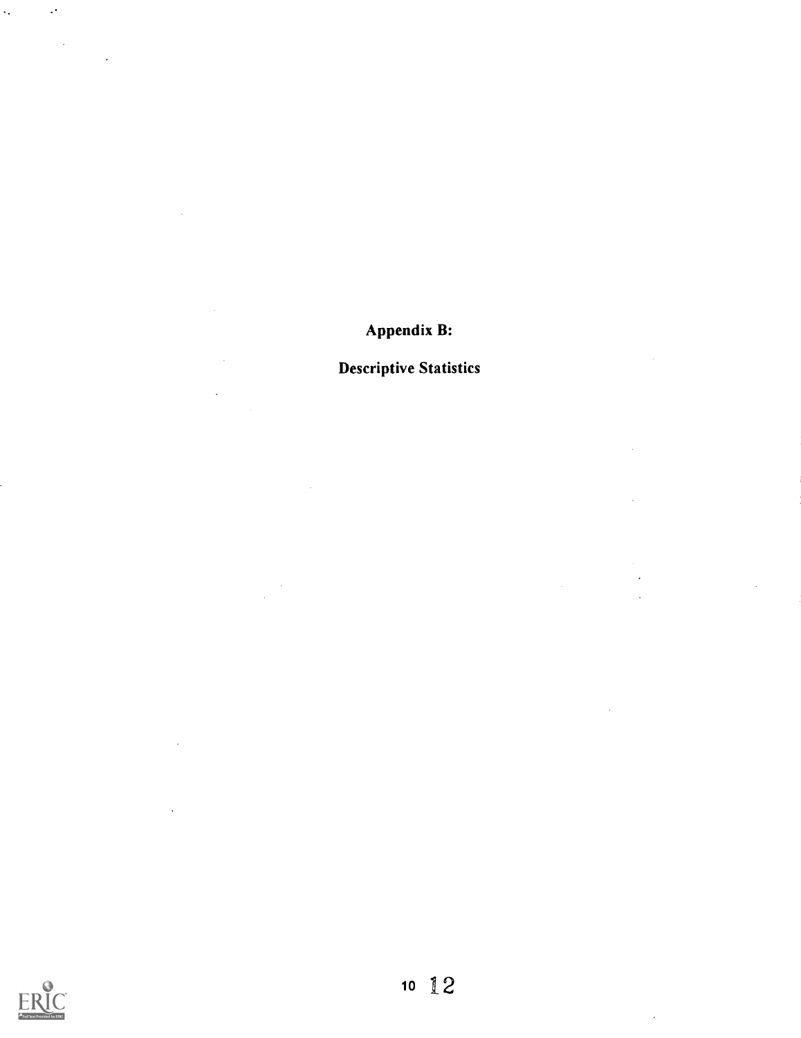# Appendix B:

# Descriptive Statistics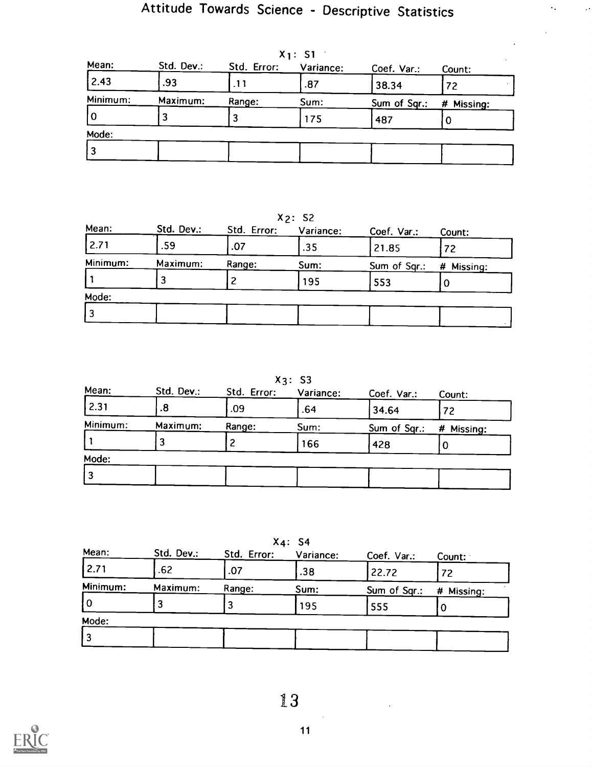# Attitude Towards Science - Descriptive Statistics

$X_1$: S1

| Mean: | Std. Dev.: | Std. Error: | Variance: | Coef. Var.: | Count: |
|---|---|---|---|---|---|
| 2.43 | .93 | .11 | .87 | 38.34 | 72 |
| **Minimum:** | **Maximum:** | **Range:** | **Sum:** | **Sum of Sqr.:** | **# Missing:** |
| 0 | 3 | 3 | 175 | 487 | 0 |
| **Mode:** | | | | | |
| 3 | | | | | |

$X_2$: S2

| Mean: | Std. Dev.: | Std. Error: | Variance: | Coef. Var.: | Count: |
|---|---|---|---|---|---|
| 2.71 | .59 | .07 | .35 | 21.85 | 72 |
| **Minimum:** | **Maximum:** | **Range:** | **Sum:** | **Sum of Sqr.:** | **# Missing:** |
| 1 | 3 | 2 | 195 | 553 | 0 |
| **Mode:** | | | | | |
| 3 | | | | | |

$X_3$: S3

| Mean: | Std. Dev.: | Std. Error: | Variance: | Coef. Var.: | Count: |
|---|---|---|---|---|---|
| 2.31 | .8 | .09 | .64 | 34.64 | 72 |
| **Minimum:** | **Maximum:** | **Range:** | **Sum:** | **Sum of Sqr.:** | **# Missing:** |
| 1 | 3 | 2 | 166 | 428 | 0 |
| **Mode:** | | | | | |
| 3 | | | | | |

$X_4$: S4

| Mean: | Std. Dev.: | Std. Error: | Variance: | Coef. Var.: | Count: |
|---|---|---|---|---|---|
| 2.71 | .62 | .07 | .38 | 22.72 | 72 |
| **Minimum:** | **Maximum:** | **Range:** | **Sum:** | **Sum of Sqr.:** | **# Missing:** |
| 0 | 3 | 3 | 195 | 555 | 0 |
| **Mode:** | | | | | |
| 3 | | | | | |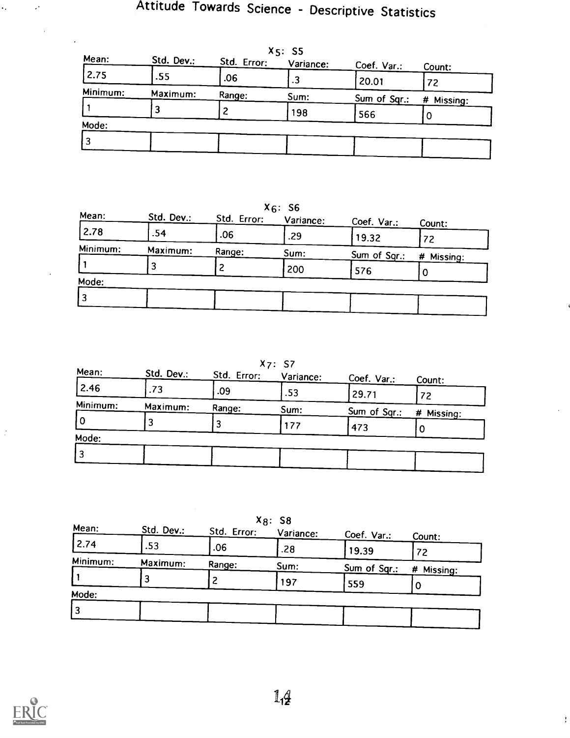# Attitude Towards Science - Descriptive Statistics

$X_5$: S5

| Mean: | Std. Dev.: | Std. Error: | Variance: | Coef. Var.: | Count: |
|---|---|---|---|---|---|
| 2.75 | .55 | .06 | .3 | 20.01 | 72 |
| **Minimum:** | **Maximum:** | **Range:** | **Sum:** | **Sum of Sqr.:** | **# Missing:** |
| 1 | 3 | 2 | 198 | 566 | 0 |
| **Mode:** | | | | | |
| 3 | | | | | |

$X_6$: S6

| Mean: | Std. Dev.: | Std. Error: | Variance: | Coef. Var.: | Count: |
|---|---|---|---|---|---|
| 2.78 | .54 | .06 | .29 | 19.32 | 72 |
| **Minimum:** | **Maximum:** | **Range:** | **Sum:** | **Sum of Sqr.:** | **# Missing:** |
| 1 | 3 | 2 | 200 | 576 | 0 |
| **Mode:** | | | | | |
| 3 | | | | | |

$X_7$: S7

| Mean: | Std. Dev.: | Std. Error: | Variance: | Coef. Var.: | Count: |
|---|---|---|---|---|---|
| 2.46 | .73 | .09 | .53 | 29.71 | 72 |
| **Minimum:** | **Maximum:** | **Range:** | **Sum:** | **Sum of Sqr.:** | **# Missing:** |
| 0 | 3 | 3 | 177 | 473 | 0 |
| **Mode:** | | | | | |
| 3 | | | | | |

$X_8$: S8

| Mean: | Std. Dev.: | Std. Error: | Variance: | Coef. Var.: | Count: |
|---|---|---|---|---|---|
| 2.74 | .53 | .06 | .28 | 19.39 | 72 |
| **Minimum:** | **Maximum:** | **Range:** | **Sum:** | **Sum of Sqr.:** | **# Missing:** |
| 1 | 3 | 2 | 197 | 559 | 0 |
| **Mode:** | | | | | |
| 3 | | | | | |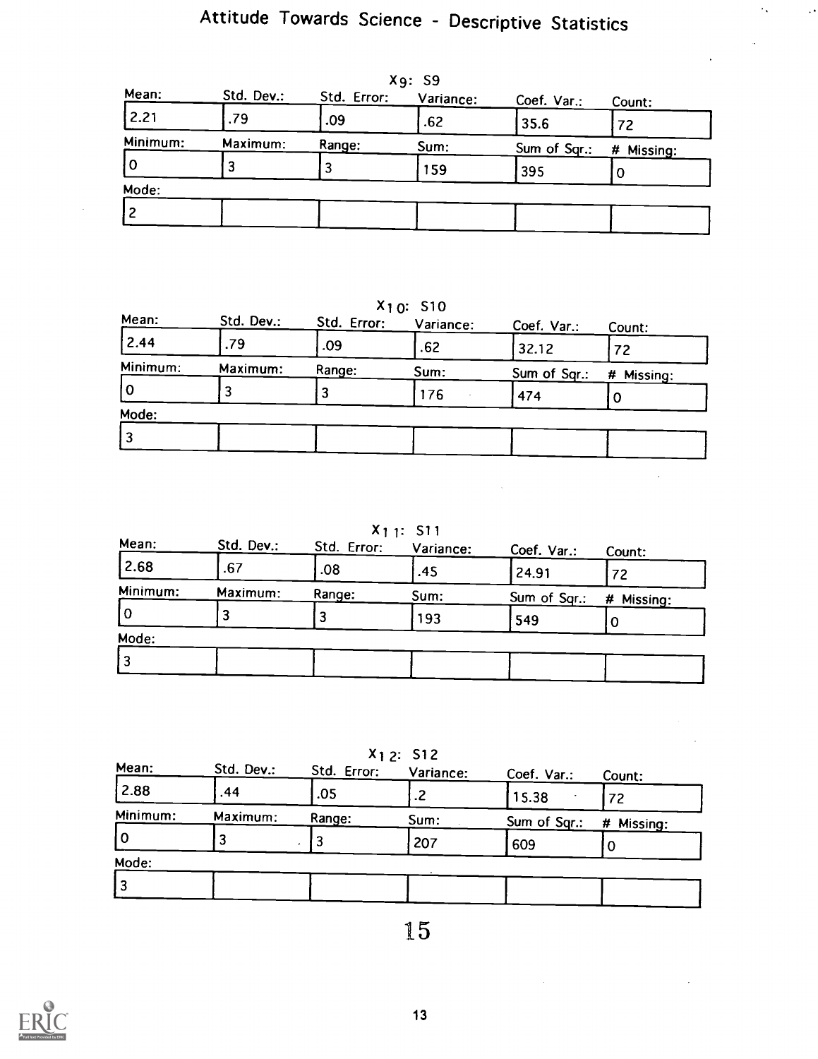# Attitude Towards Science - Descriptive Statistics

$X_9$: S9

| Mean: | Std. Dev.: | Std. Error: | Variance: | Coef. Var.: | Count: |
|---|---|---|---|---|---|
| 2.21 | .79 | .09 | .62 | 35.6 | 72 |
| **Minimum:** | **Maximum:** | **Range:** | **Sum:** | **Sum of Sqr.:** | **# Missing:** |
| 0 | 3 | 3 | 159 | 395 | 0 |
| **Mode:** | | | | | |
| 2 | | | | | |

$X_{10}$: S10

| Mean: | Std. Dev.: | Std. Error: | Variance: | Coef. Var.: | Count: |
|---|---|---|---|---|---|
| 2.44 | .79 | .09 | .62 | 32.12 | 72 |
| **Minimum:** | **Maximum:** | **Range:** | **Sum:** | **Sum of Sqr.:** | **# Missing:** |
| 0 | 3 | 3 | 176 | 474 | 0 |
| **Mode:** | | | | | |
| 3 | | | | | |

$X_{11}$: S11

| Mean: | Std. Dev.: | Std. Error: | Variance: | Coef. Var.: | Count: |
|---|---|---|---|---|---|
| 2.68 | .67 | .08 | .45 | 24.91 | 72 |
| **Minimum:** | **Maximum:** | **Range:** | **Sum:** | **Sum of Sqr.:** | **# Missing:** |
| 0 | 3 | 3 | 193 | 549 | 0 |
| **Mode:** | | | | | |
| 3 | | | | | |

$X_{12}$: S12

| Mean: | Std. Dev.: | Std. Error: | Variance: | Coef. Var.: | Count: |
|---|---|---|---|---|---|
| 2.88 | .44 | .05 | .2 | 15.38 | 72 |
| **Minimum:** | **Maximum:** | **Range:** | **Sum:** | **Sum of Sqr.:** | **# Missing:** |
| 0 | 3 | 3 | 207 | 609 | 0 |
| **Mode:** | | | | | |
| 3 | | | | | |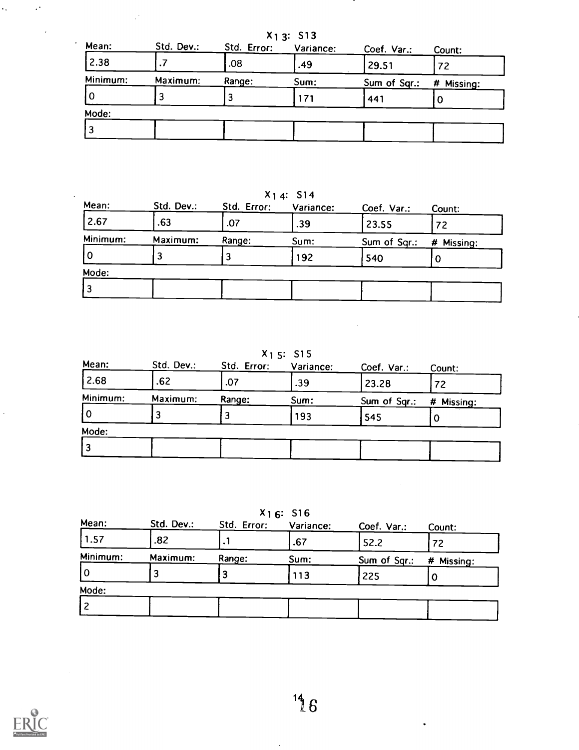### $X_{13}$: S13

| Mean: | Std. Dev.: | Std. Error: | Variance: | Coef. Var.: | Count: |
|---|---|---|---|---|---|
| 2.38 | .7 | .08 | .49 | 29.51 | 72 |
| **Minimum:** | **Maximum:** | **Range:** | **Sum:** | **Sum of Sqr.:** | **# Missing:** |
| 0 | 3 | 3 | 171 | 441 | 0 |
| **Mode:** | | | | | |
| 3 | | | | | |

### $X_{14}$: S14

| Mean: | Std. Dev.: | Std. Error: | Variance: | Coef. Var.: | Count: |
|---|---|---|---|---|---|
| 2.67 | .63 | .07 | .39 | 23.55 | 72 |
| **Minimum:** | **Maximum:** | **Range:** | **Sum:** | **Sum of Sqr.:** | **# Missing:** |
| 0 | 3 | 3 | 192 | 540 | 0 |
| **Mode:** | | | | | |
| 3 | | | | | |

### $X_{15}$: S15

| Mean: | Std. Dev.: | Std. Error: | Variance: | Coef. Var.: | Count: |
|---|---|---|---|---|---|
| 2.68 | .62 | .07 | .39 | 23.28 | 72 |
| **Minimum:** | **Maximum:** | **Range:** | **Sum:** | **Sum of Sqr.:** | **# Missing:** |
| 0 | 3 | 3 | 193 | 545 | 0 |
| **Mode:** | | | | | |
| 3 | | | | | |

### $X_{16}$: S16

| Mean: | Std. Dev.: | Std. Error: | Variance: | Coef. Var.: | Count: |
|---|---|---|---|---|---|
| 1.57 | .82 | .1 | .67 | 52.2 | 72 |
| **Minimum:** | **Maximum:** | **Range:** | **Sum:** | **Sum of Sqr.:** | **# Missing:** |
| 0 | 3 | 3 | 113 | 225 | 0 |
| **Mode:** | | | | | |
| 2 | | | | | |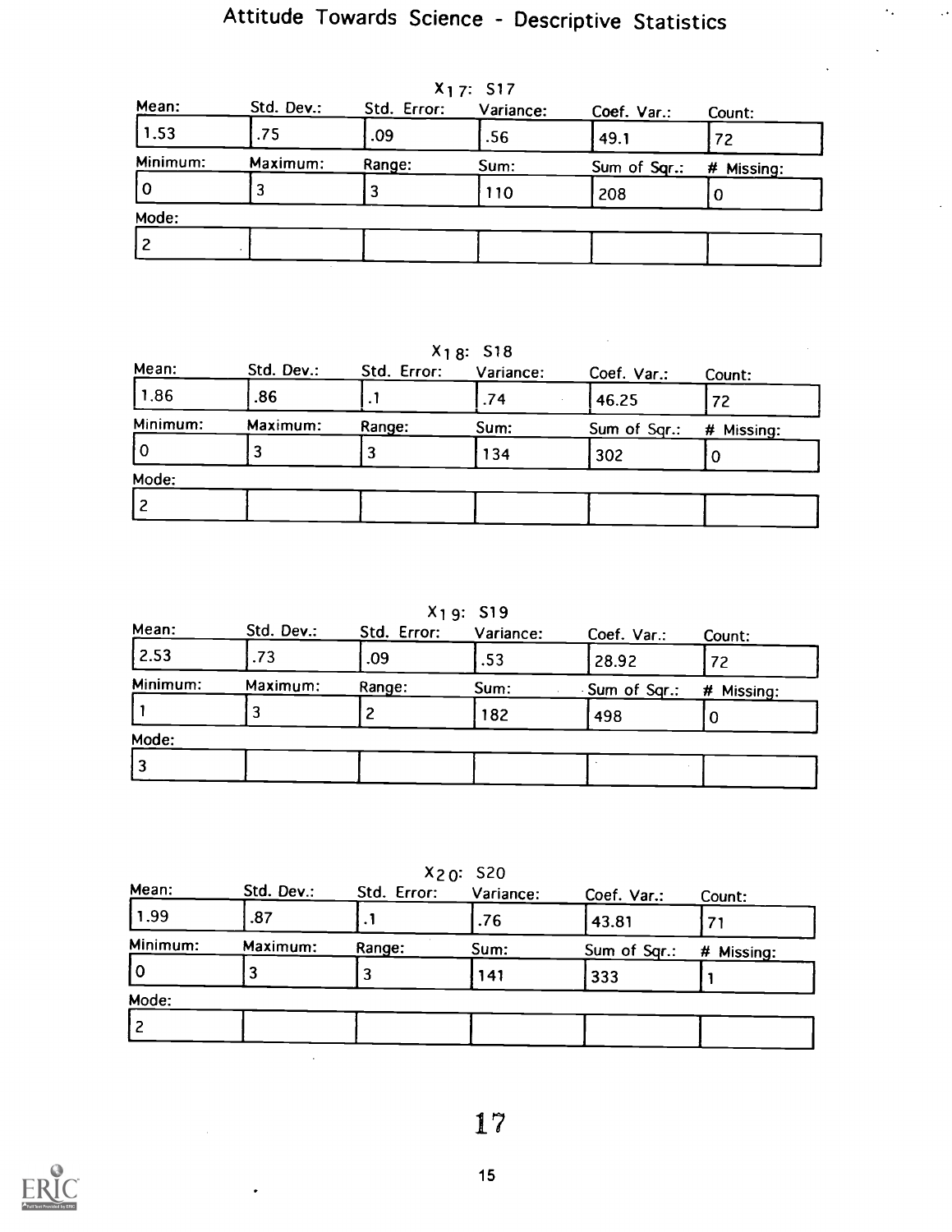# Attitude Towards Science - Descriptive Statistics

$X_{17}$: S17

| Mean: | Std. Dev.: | Std. Error: | Variance: | Coef. Var.: | Count: |
|---|---|---|---|---|---|
| 1.53 | .75 | .09 | .56 | 49.1 | 72 |
| **Minimum:** | **Maximum:** | **Range:** | **Sum:** | **Sum of Sqr.:** | **# Missing:** |
| 0 | 3 | 3 | 110 | 208 | 0 |
| **Mode:** | | | | | |
| 2 | | | | | |

$X_{18}$: S18

| Mean: | Std. Dev.: | Std. Error: | Variance: | Coef. Var.: | Count: |
|---|---|---|---|---|---|
| 1.86 | .86 | .1 | .74 | 46.25 | 72 |
| **Minimum:** | **Maximum:** | **Range:** | **Sum:** | **Sum of Sqr.:** | **# Missing:** |
| 0 | 3 | 3 | 134 | 302 | 0 |
| **Mode:** | | | | | |
| 2 | | | | | |

$X_{19}$: S19

| Mean: | Std. Dev.: | Std. Error: | Variance: | Coef. Var.: | Count: |
|---|---|---|---|---|---|
| 2.53 | .73 | .09 | .53 | 28.92 | 72 |
| **Minimum:** | **Maximum:** | **Range:** | **Sum:** | **Sum of Sqr.:** | **# Missing:** |
| 1 | 3 | 2 | 182 | 498 | 0 |
| **Mode:** | | | | | |
| 3 | | | | | |

$X_{20}$: S20

| Mean: | Std. Dev.: | Std. Error: | Variance: | Coef. Var.: | Count: |
|---|---|---|---|---|---|
| 1.99 | .87 | .1 | .76 | 43.81 | 71 |
| **Minimum:** | **Maximum:** | **Range:** | **Sum:** | **Sum of Sqr.:** | **# Missing:** |
| 0 | 3 | 3 | 141 | 333 | 1 |
| **Mode:** | | | | | |
| 2 | | | | | |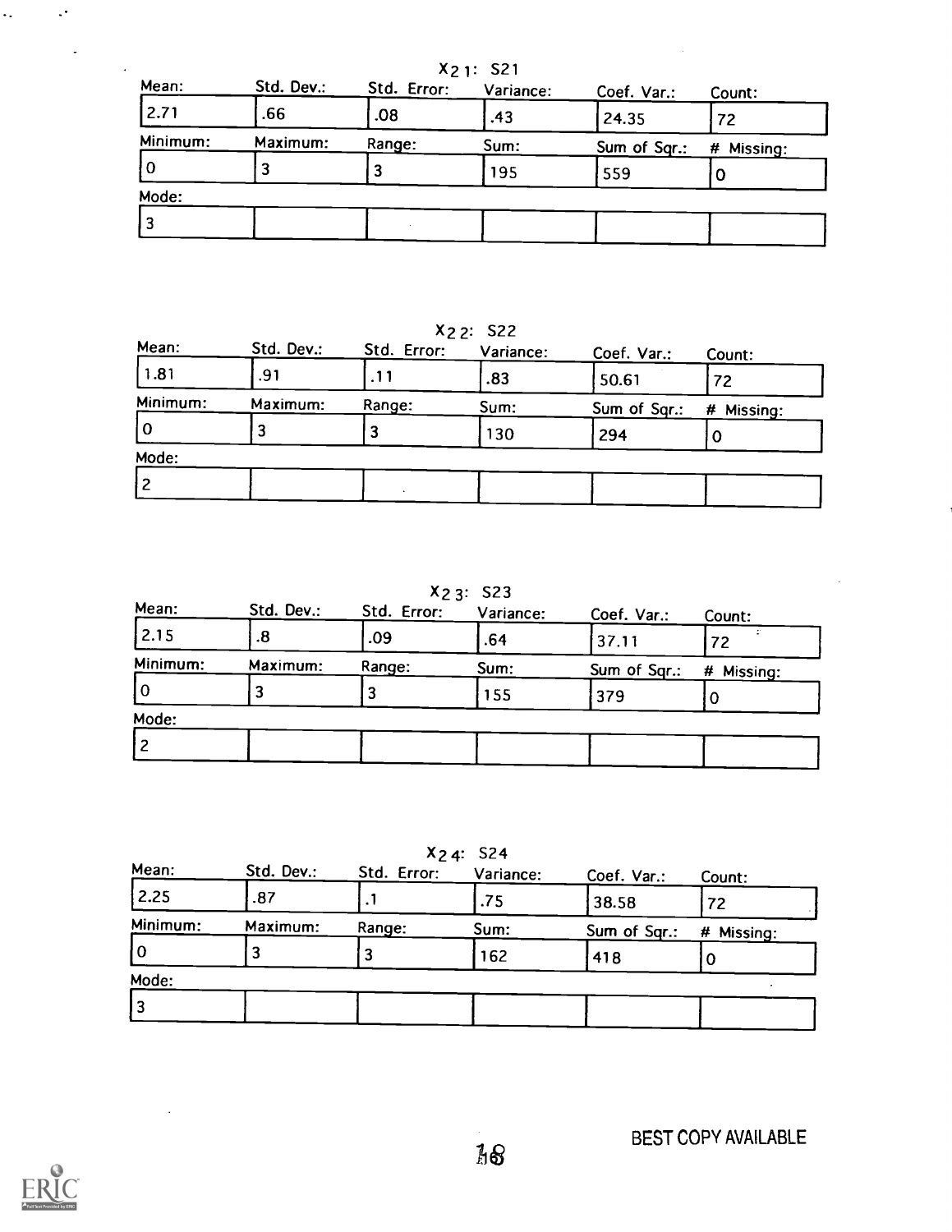### $X_{21}$: S21

| Mean: | Std. Dev.: | Std. Error: | Variance: | Coef. Var.: | Count: |
|---|---|---|---|---|---|
| 2.71 | .66 | .08 | .43 | 24.35 | 72 |
| **Minimum:** | **Maximum:** | **Range:** | **Sum:** | **Sum of Sqr.:** | **# Missing:** |
| 0 | 3 | 3 | 195 | 559 | 0 |
| **Mode:** | | | | | |
| 3 | | | | | |

### $X_{22}$: S22

| Mean: | Std. Dev.: | Std. Error: | Variance: | Coef. Var.: | Count: |
|---|---|---|---|---|---|
| 1.81 | .91 | .11 | .83 | 50.61 | 72 |
| **Minimum:** | **Maximum:** | **Range:** | **Sum:** | **Sum of Sqr.:** | **# Missing:** |
| 0 | 3 | 3 | 130 | 294 | 0 |
| **Mode:** | | | | | |
| 2 | | | | | |

### $X_{23}$: S23

| Mean: | Std. Dev.: | Std. Error: | Variance: | Coef. Var.: | Count: |
|---|---|---|---|---|---|
| 2.15 | .8 | .09 | .64 | 37.11 | 72 |
| **Minimum:** | **Maximum:** | **Range:** | **Sum:** | **Sum of Sqr.:** | **# Missing:** |
| 0 | 3 | 3 | 155 | 379 | 0 |
| **Mode:** | | | | | |
| 2 | | | | | |

### $X_{24}$: S24

| Mean: | Std. Dev.: | Std. Error: | Variance: | Coef. Var.: | Count: |
|---|---|---|---|---|---|
| 2.25 | .87 | .1 | .75 | 38.58 | 72 |
| **Minimum:** | **Maximum:** | **Range:** | **Sum:** | **Sum of Sqr.:** | **# Missing:** |
| 0 | 3 | 3 | 162 | 418 | 0 |
| **Mode:** | | | | | |
| 3 | | | | | |

BEST COPY AVAILABLE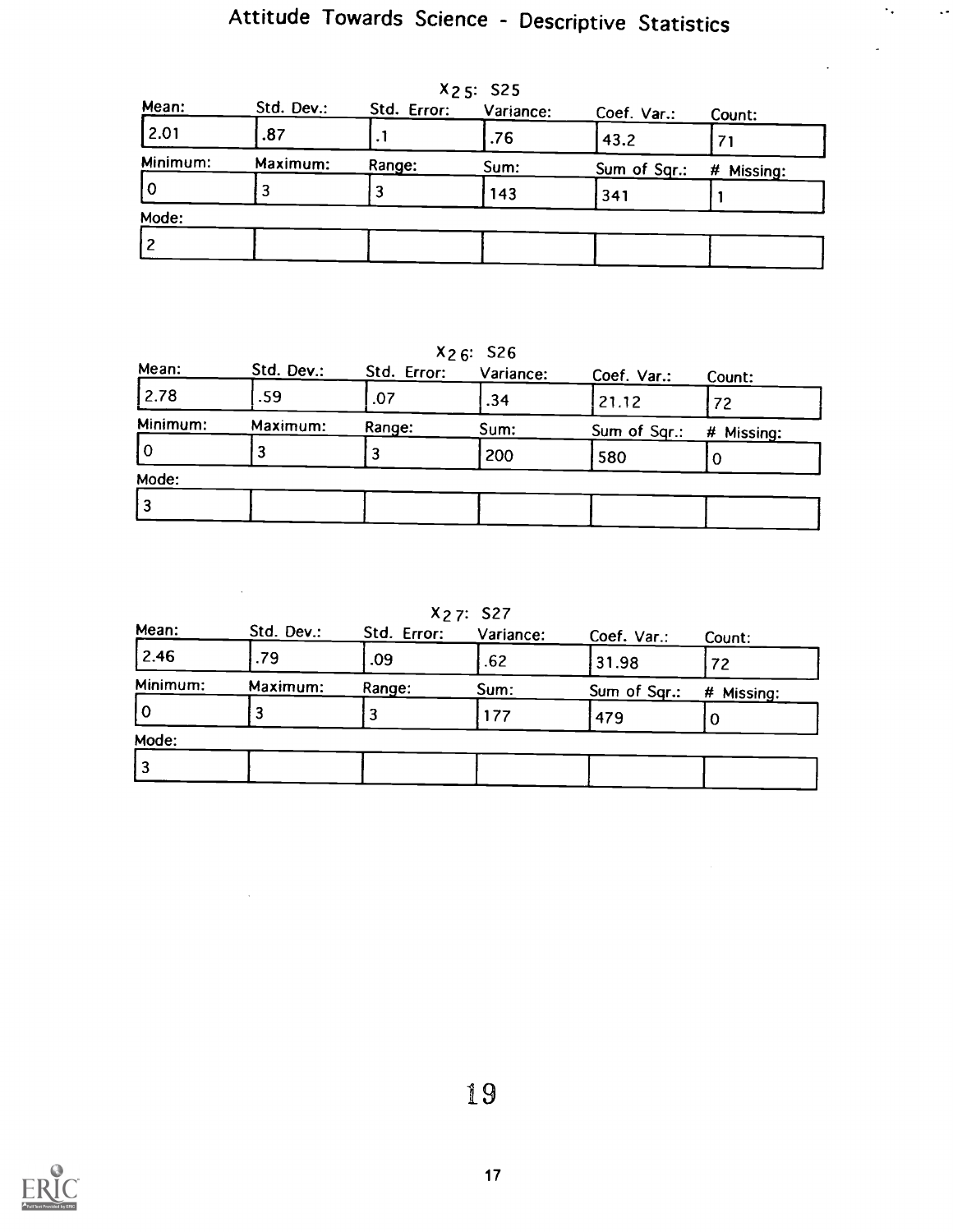# Attitude Towards Science - Descriptive Statistics

$X_{25}$: S25

| Mean: | Std. Dev.: | Std. Error: | Variance: | Coef. Var.: | Count: |
|---|---|---|---|---|---|
| 2.01 | .87 | .1 | .76 | 43.2 | 71 |
| **Minimum:** | **Maximum:** | **Range:** | **Sum:** | **Sum of Sqr.:** | **# Missing:** |
| 0 | 3 | 3 | 143 | 341 | 1 |
| **Mode:** | | | | | |
| 2 | | | | | |

$X_{26}$: S26

| Mean: | Std. Dev.: | Std. Error: | Variance: | Coef. Var.: | Count: |
|---|---|---|---|---|---|
| 2.78 | .59 | .07 | .34 | 21.12 | 72 |
| **Minimum:** | **Maximum:** | **Range:** | **Sum:** | **Sum of Sqr.:** | **# Missing:** |
| 0 | 3 | 3 | 200 | 580 | 0 |
| **Mode:** | | | | | |
| 3 | | | | | |

$X_{27}$: S27

| Mean: | Std. Dev.: | Std. Error: | Variance: | Coef. Var.: | Count: |
|---|---|---|---|---|---|
| 2.46 | .79 | .09 | .62 | 31.98 | 72 |
| **Minimum:** | **Maximum:** | **Range:** | **Sum:** | **Sum of Sqr.:** | **# Missing:** |
| 0 | 3 | 3 | 177 | 479 | 0 |
| **Mode:** | | | | | |
| 3 | | | | | |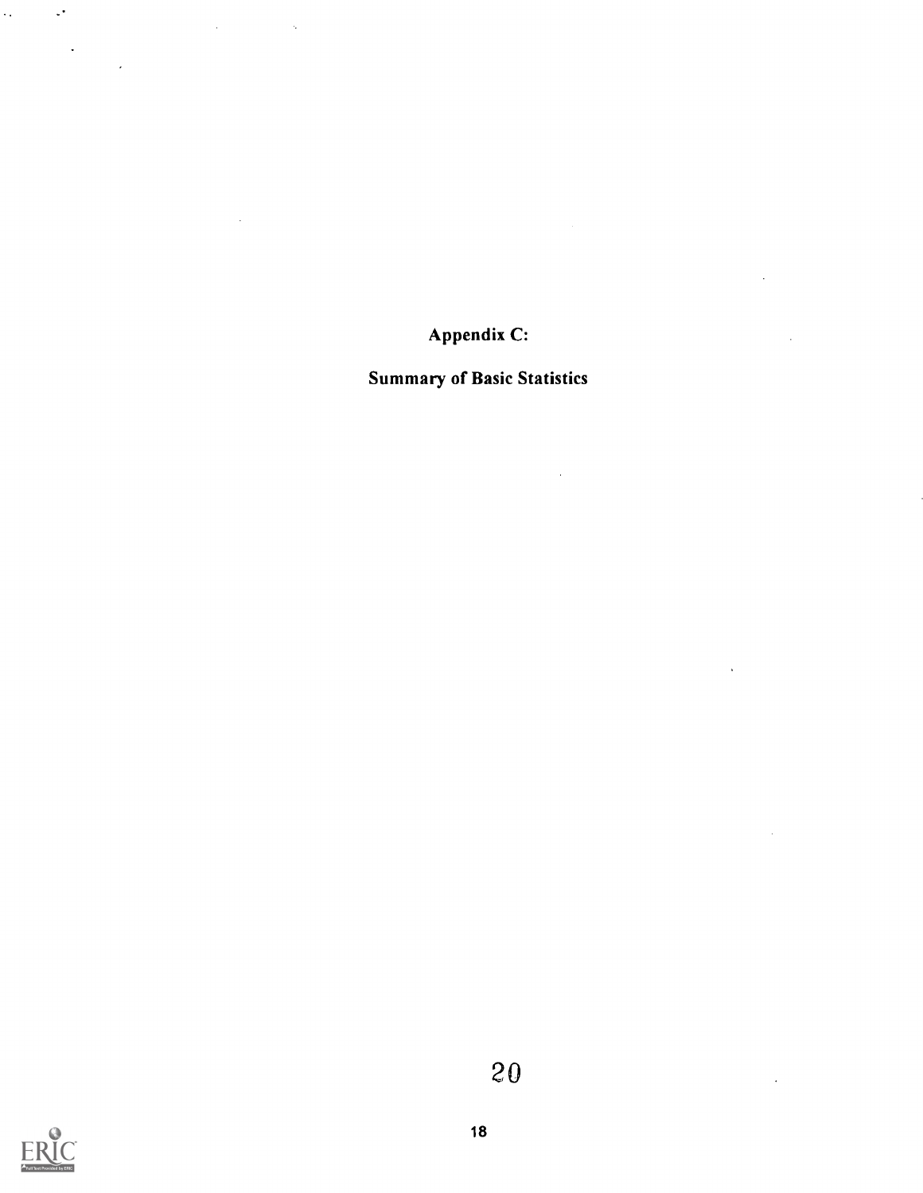# Appendix C:

## Summary of Basic Statistics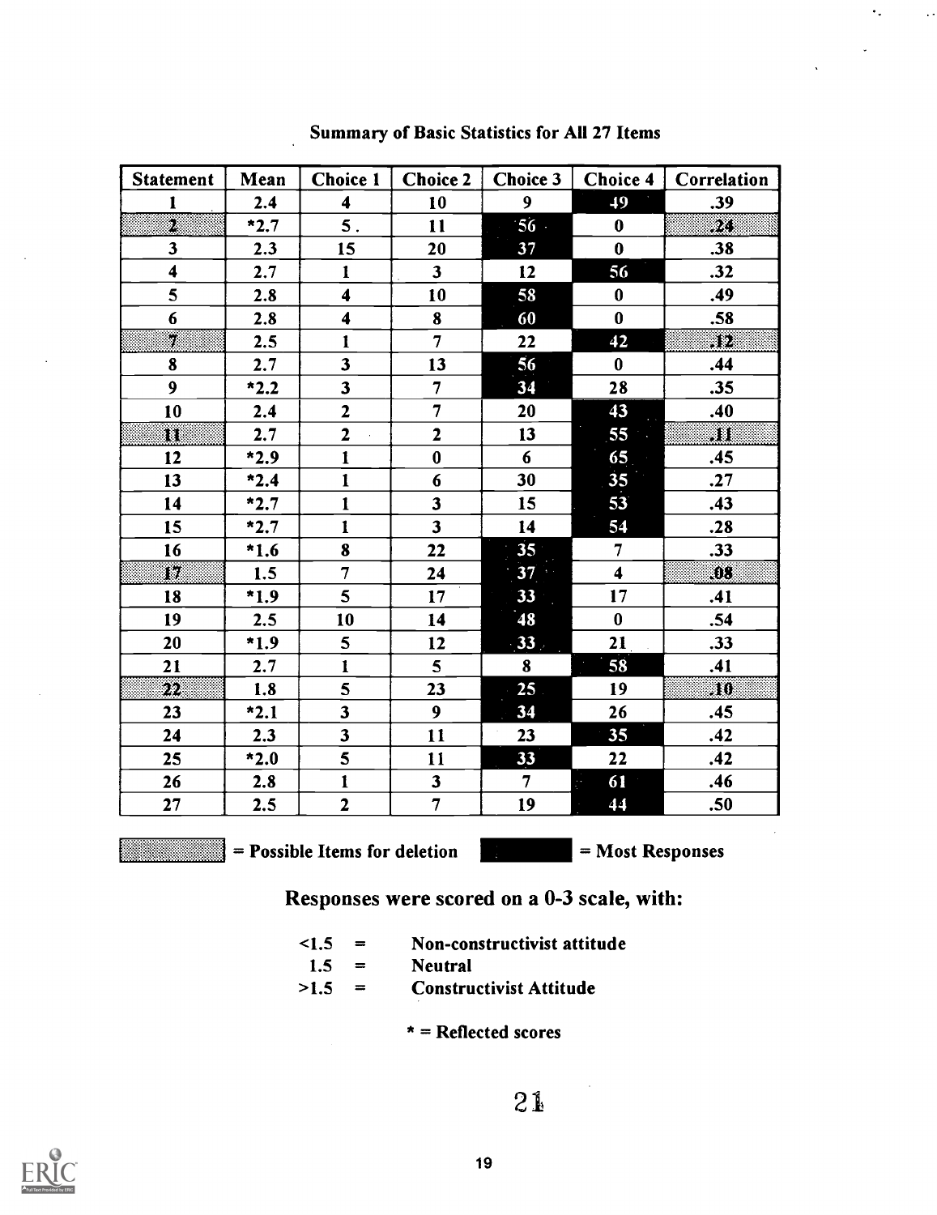## Summary of Basic Statistics for All 27 Items

| Statement | Mean | Choice 1 | Choice 2 | Choice 3 | Choice 4 | Correlation |
|---|---|---|---|---|---|---|
| 1 | 2.4 | 4 | 10 | 9 | 49 | .39 |
| 2 | *2.7 | 5 | 11 | 56 | 0 | .24 |
| 3 | 2.3 | 15 | 20 | 37 | 0 | .38 |
| 4 | 2.7 | 1 | 3 | 12 | 56 | .32 |
| 5 | 2.8 | 4 | 10 | 58 | 0 | .49 |
| 6 | 2.8 | 4 | 8 | 60 | 0 | .58 |
| 7 | 2.5 | 1 | 7 | 22 | 42 | .12 |
| 8 | 2.7 | 3 | 13 | 56 | 0 | .44 |
| 9 | *2.2 | 3 | 7 | 34 | 28 | .35 |
| 10 | 2.4 | 2 | 7 | 20 | 43 | .40 |
| 11 | 2.7 | 2 | 2 | 13 | 55 | .11 |
| 12 | *2.9 | 1 | 0 | 6 | 65 | .45 |
| 13 | *2.4 | 1 | 6 | 30 | 35 | .27 |
| 14 | *2.7 | 1 | 3 | 15 | 53 | .43 |
| 15 | *2.7 | 1 | 3 | 14 | 54 | .28 |
| 16 | *1.6 | 8 | 22 | 35 | 7 | .33 |
| 17 | 1.5 | 7 | 24 | 37 | 4 | .08 |
| 18 | *1.9 | 5 | 17 | 33 | 17 | .41 |
| 19 | 2.5 | 10 | 14 | 48 | 0 | .54 |
| 20 | *1.9 | 5 | 12 | 33 | 21 | .33 |
| 21 | 2.7 | 1 | 5 | 8 | 58 | .41 |
| 22 | 1.8 | 5 | 23 | 25 | 19 | .10 |
| 23 | *2.1 | 3 | 9 | 34 | 26 | .45 |
| 24 | 2.3 | 3 | 11 | 23 | 35 | .42 |
| 25 | *2.0 | 5 | 11 | 33 | 22 | .42 |
| 26 | 2.8 | 1 | 3 | 7 | 61 | .46 |
| 27 | 2.5 | 2 | 7 | 19 | 44 | .50 |

(shaded) = Possible Items for deletion (items 2, 7, 11, 17, 22)

(black) = Most Responses

**Responses were scored on a 0-3 scale, with:**

- <1.5 = Non-constructivist attitude
- 1.5 = Neutral
- >1.5 = Constructivist Attitude

* = Reflected scores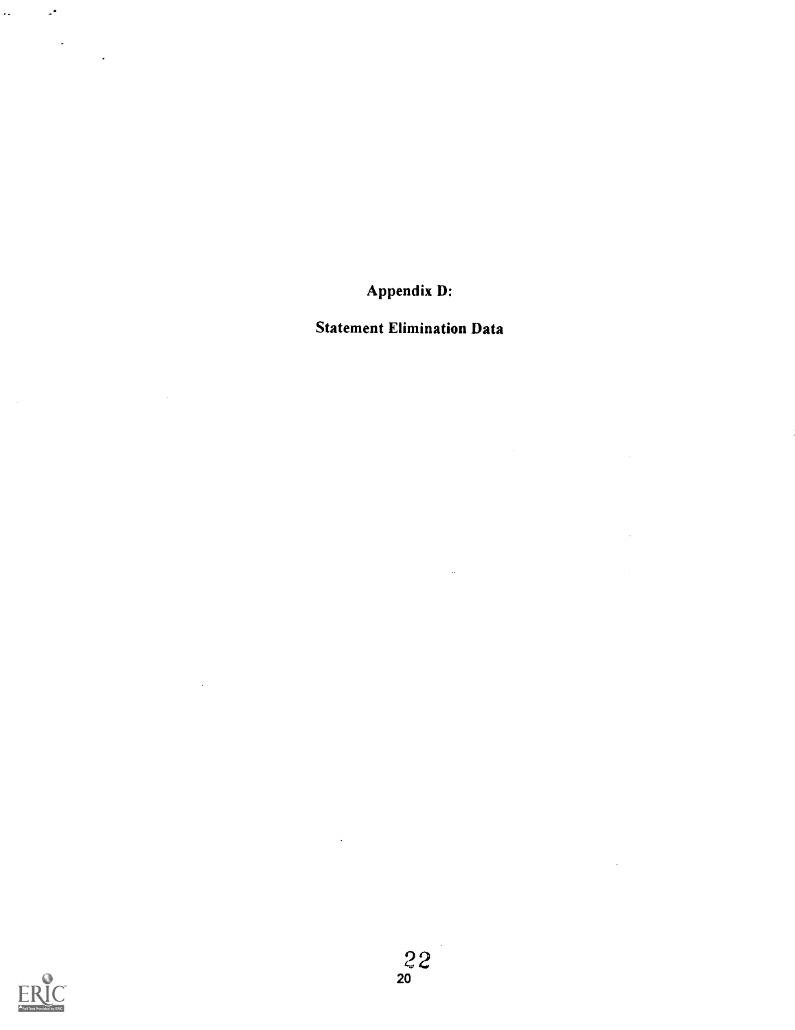# Appendix D:

## Statement Elimination Data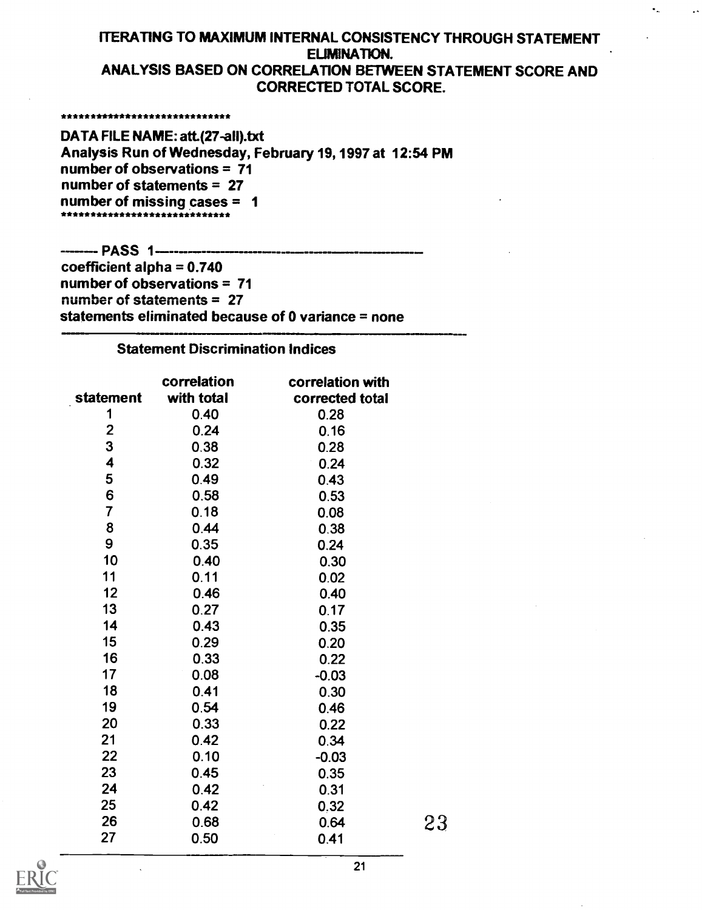# ITERATING TO MAXIMUM INTERNAL CONSISTENCY THROUGH STATEMENT ELIMINATION.

## ANALYSIS BASED ON CORRELATION BETWEEN STATEMENT SCORE AND CORRECTED TOTAL SCORE.

*****************************

**DATA FILE NAME: att.(27-all).txt**
**Analysis Run of Wednesday, February 19, 1997 at 12:54 PM**
**number of observations = 71**
**number of statements = 27**
**number of missing cases = 1**
*****************************

**-------- PASS 1 --------------------------------------------------**
**coefficient alpha = 0.740**
**number of observations = 71**
**number of statements = 27**
**statements eliminated because of 0 variance = none**

**Statement Discrimination Indices**

| statement | correlation with total | correlation with corrected total |
|---|---|---|
| 1 | 0.40 | 0.28 |
| 2 | 0.24 | 0.16 |
| 3 | 0.38 | 0.28 |
| 4 | 0.32 | 0.24 |
| 5 | 0.49 | 0.43 |
| 6 | 0.58 | 0.53 |
| 7 | 0.18 | 0.08 |
| 8 | 0.44 | 0.38 |
| 9 | 0.35 | 0.24 |
| 10 | 0.40 | 0.30 |
| 11 | 0.11 | 0.02 |
| 12 | 0.46 | 0.40 |
| 13 | 0.27 | 0.17 |
| 14 | 0.43 | 0.35 |
| 15 | 0.29 | 0.20 |
| 16 | 0.33 | 0.22 |
| 17 | 0.08 | -0.03 |
| 18 | 0.41 | 0.30 |
| 19 | 0.54 | 0.46 |
| 20 | 0.33 | 0.22 |
| 21 | 0.42 | 0.34 |
| 22 | 0.10 | -0.03 |
| 23 | 0.45 | 0.35 |
| 24 | 0.42 | 0.31 |
| 25 | 0.42 | 0.32 |
| 26 | 0.68 | 0.64 |
| 27 | 0.50 | 0.41 |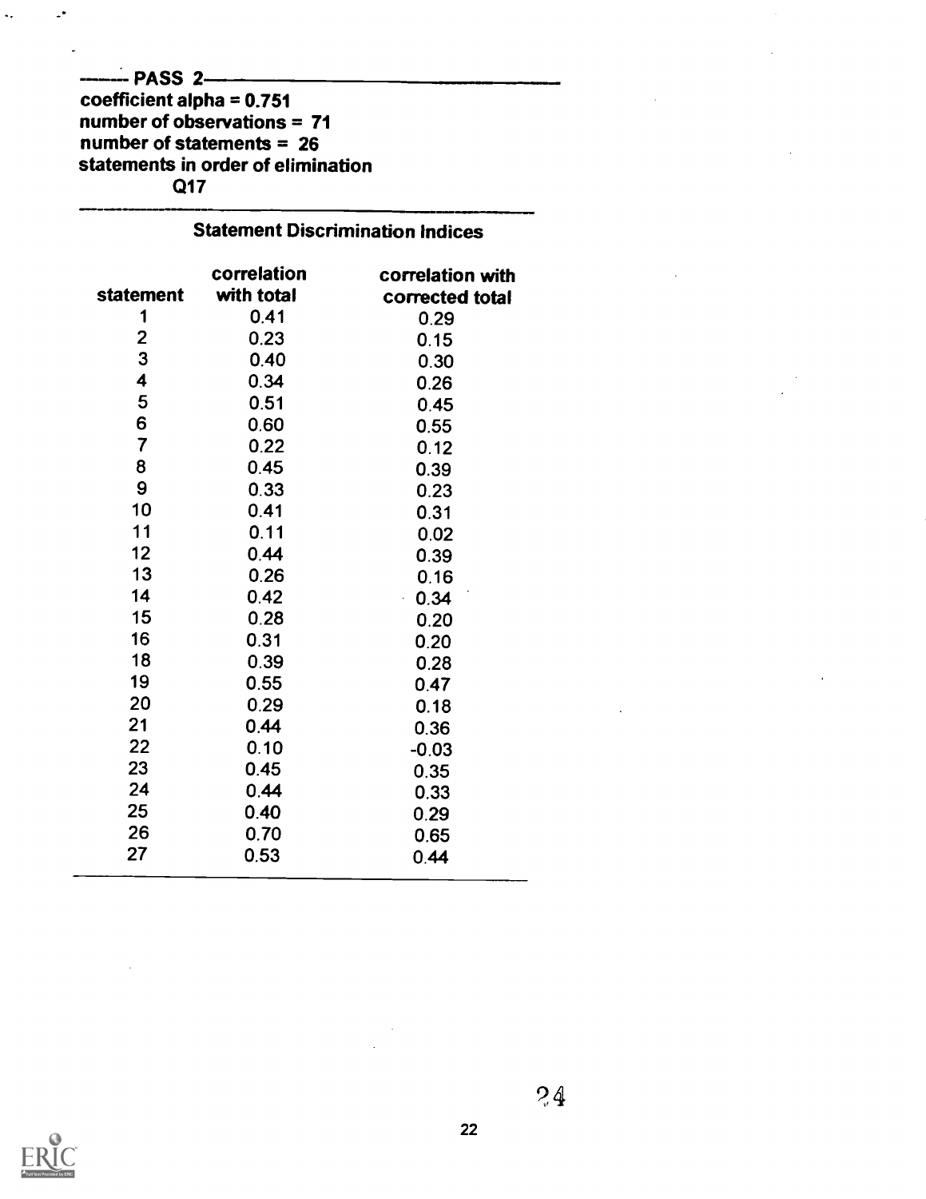**PASS 2**

**coefficient alpha = 0.751**
**number of observations = 71**
**number of statements = 26**
**statements in order of elimination**
**Q17**

**Statement Discrimination Indices**

| statement | correlation with total | correlation with corrected total |
|---|---|---|
| 1 | 0.41 | 0.29 |
| 2 | 0.23 | 0.15 |
| 3 | 0.40 | 0.30 |
| 4 | 0.34 | 0.26 |
| 5 | 0.51 | 0.45 |
| 6 | 0.60 | 0.55 |
| 7 | 0.22 | 0.12 |
| 8 | 0.45 | 0.39 |
| 9 | 0.33 | 0.23 |
| 10 | 0.41 | 0.31 |
| 11 | 0.11 | 0.02 |
| 12 | 0.44 | 0.39 |
| 13 | 0.26 | 0.16 |
| 14 | 0.42 | 0.34 |
| 15 | 0.28 | 0.20 |
| 16 | 0.31 | 0.20 |
| 18 | 0.39 | 0.28 |
| 19 | 0.55 | 0.47 |
| 20 | 0.29 | 0.18 |
| 21 | 0.44 | 0.36 |
| 22 | 0.10 | -0.03 |
| 23 | 0.45 | 0.35 |
| 24 | 0.44 | 0.33 |
| 25 | 0.40 | 0.29 |
| 26 | 0.70 | 0.65 |
| 27 | 0.53 | 0.44 |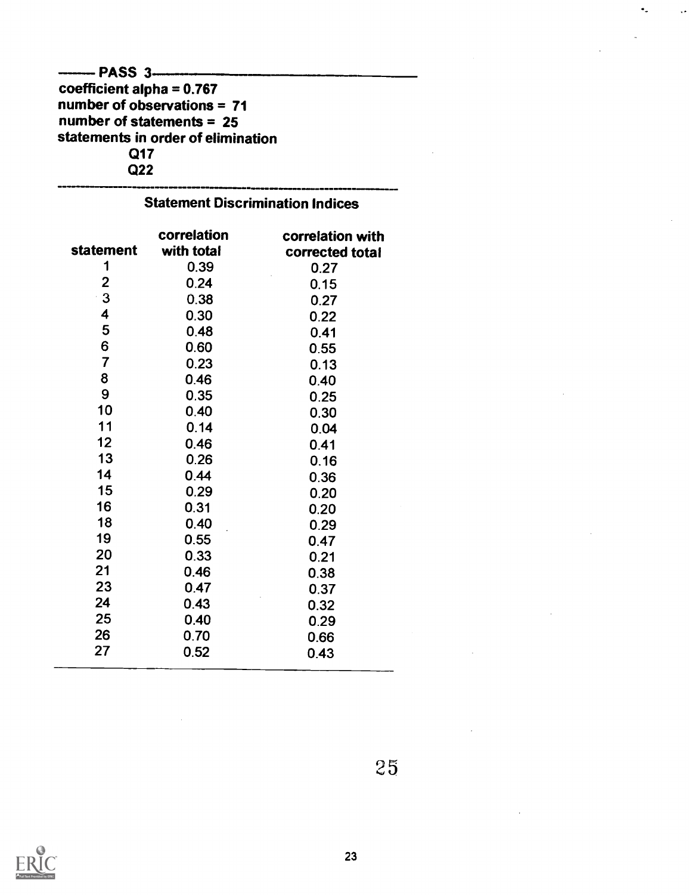**PASS 3**

**coefficient alpha = 0.767**
**number of observations = 71**
**number of statements = 25**
**statements in order of elimination**
**Q17**
**Q22**

**Statement Discrimination Indices**

| statement | correlation with total | correlation with corrected total |
|---|---|---|
| 1 | 0.39 | 0.27 |
| 2 | 0.24 | 0.15 |
| 3 | 0.38 | 0.27 |
| 4 | 0.30 | 0.22 |
| 5 | 0.48 | 0.41 |
| 6 | 0.60 | 0.55 |
| 7 | 0.23 | 0.13 |
| 8 | 0.46 | 0.40 |
| 9 | 0.35 | 0.25 |
| 10 | 0.40 | 0.30 |
| 11 | 0.14 | 0.04 |
| 12 | 0.46 | 0.41 |
| 13 | 0.26 | 0.16 |
| 14 | 0.44 | 0.36 |
| 15 | 0.29 | 0.20 |
| 16 | 0.31 | 0.20 |
| 18 | 0.40 | 0.29 |
| 19 | 0.55 | 0.47 |
| 20 | 0.33 | 0.21 |
| 21 | 0.46 | 0.38 |
| 23 | 0.47 | 0.37 |
| 24 | 0.43 | 0.32 |
| 25 | 0.40 | 0.29 |
| 26 | 0.70 | 0.66 |
| 27 | 0.52 | 0.43 |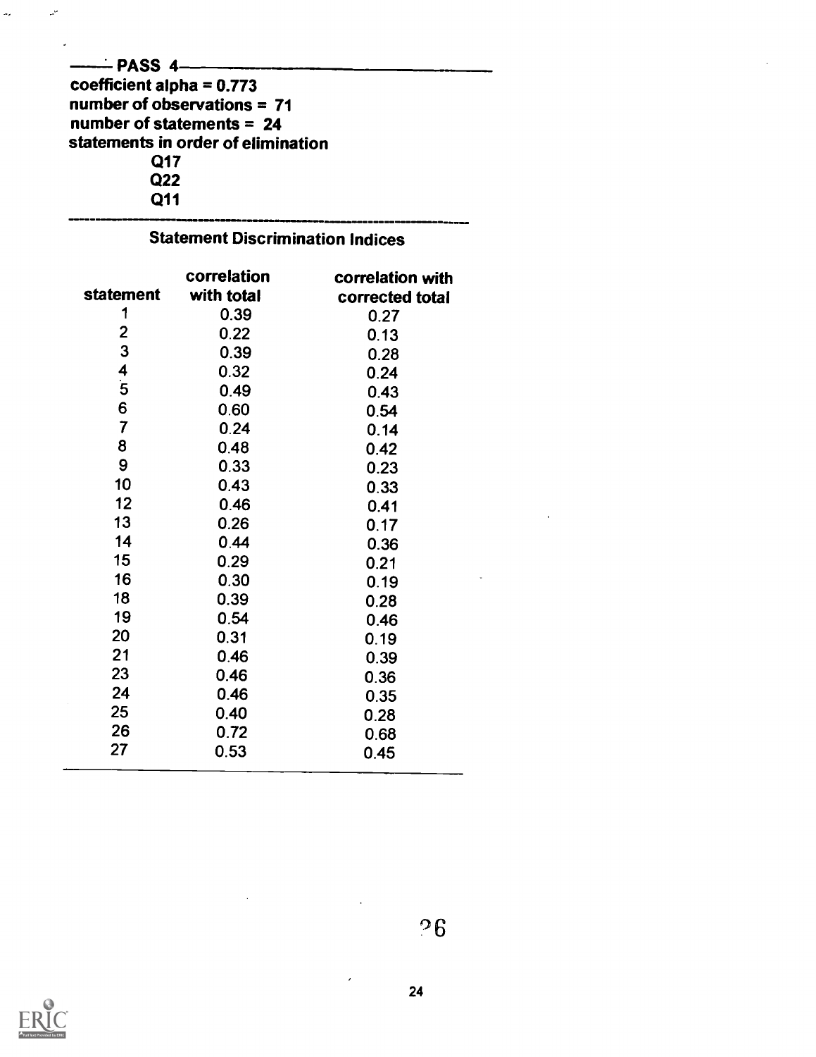**PASS 4**

**coefficient alpha = 0.773**
**number of observations = 71**
**number of statements = 24**
**statements in order of elimination**

**Q17**
**Q22**
**Q11**

---

**Statement Discrimination Indices**

| statement | correlation with total | correlation with corrected total |
|---|---|---|
| 1 | 0.39 | 0.27 |
| 2 | 0.22 | 0.13 |
| 3 | 0.39 | 0.28 |
| 4 | 0.32 | 0.24 |
| 5 | 0.49 | 0.43 |
| 6 | 0.60 | 0.54 |
| 7 | 0.24 | 0.14 |
| 8 | 0.48 | 0.42 |
| 9 | 0.33 | 0.23 |
| 10 | 0.43 | 0.33 |
| 12 | 0.46 | 0.41 |
| 13 | 0.26 | 0.17 |
| 14 | 0.44 | 0.36 |
| 15 | 0.29 | 0.21 |
| 16 | 0.30 | 0.19 |
| 18 | 0.39 | 0.28 |
| 19 | 0.54 | 0.46 |
| 20 | 0.31 | 0.19 |
| 21 | 0.46 | 0.39 |
| 23 | 0.46 | 0.36 |
| 24 | 0.46 | 0.35 |
| 25 | 0.40 | 0.28 |
| 26 | 0.72 | 0.68 |
| 27 | 0.53 | 0.45 |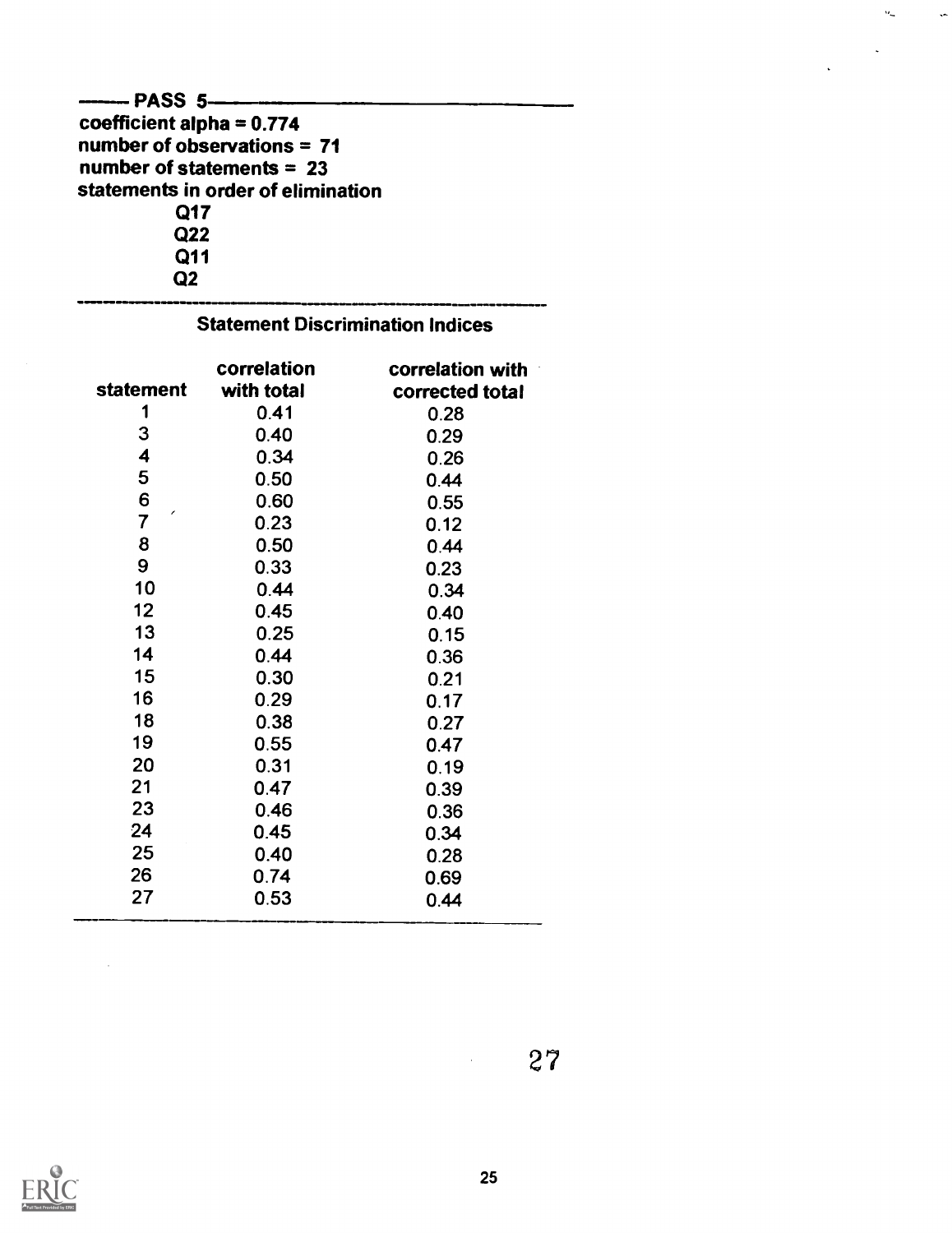**——— PASS 5———————————————**

**coefficient alpha = 0.774**
**number of observations = 71**
**number of statements = 23**
**statements in order of elimination**

- **Q17**
- **Q22**
- **Q11**
- **Q2**

---

## Statement Discrimination Indices

| statement | correlation with total | correlation with corrected total |
|---|---|---|
| 1 | 0.41 | 0.28 |
| 3 | 0.40 | 0.29 |
| 4 | 0.34 | 0.26 |
| 5 | 0.50 | 0.44 |
| 6 | 0.60 | 0.55 |
| 7 | 0.23 | 0.12 |
| 8 | 0.50 | 0.44 |
| 9 | 0.33 | 0.23 |
| 10 | 0.44 | 0.34 |
| 12 | 0.45 | 0.40 |
| 13 | 0.25 | 0.15 |
| 14 | 0.44 | 0.36 |
| 15 | 0.30 | 0.21 |
| 16 | 0.29 | 0.17 |
| 18 | 0.38 | 0.27 |
| 19 | 0.55 | 0.47 |
| 20 | 0.31 | 0.19 |
| 21 | 0.47 | 0.39 |
| 23 | 0.46 | 0.36 |
| 24 | 0.45 | 0.34 |
| 25 | 0.40 | 0.28 |
| 26 | 0.74 | 0.69 |
| 27 | 0.53 | 0.44 |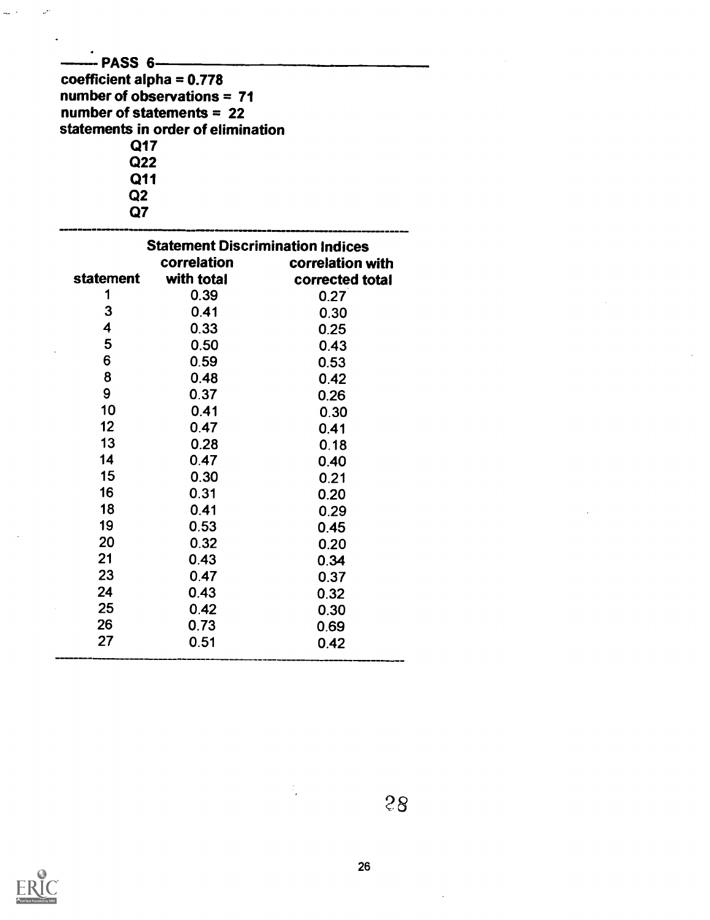## PASS 6

**coefficient alpha = 0.778**
**number of observations = 71**
**number of statements = 22**
**statements in order of elimination**

- **Q17**
- **Q22**
- **Q11**
- **Q2**
- **Q7**

**Statement Discrimination Indices**

| statement | correlation with total | correlation with corrected total |
|---|---|---|
| 1 | 0.39 | 0.27 |
| 3 | 0.41 | 0.30 |
| 4 | 0.33 | 0.25 |
| 5 | 0.50 | 0.43 |
| 6 | 0.59 | 0.53 |
| 8 | 0.48 | 0.42 |
| 9 | 0.37 | 0.26 |
| 10 | 0.41 | 0.30 |
| 12 | 0.47 | 0.41 |
| 13 | 0.28 | 0.18 |
| 14 | 0.47 | 0.40 |
| 15 | 0.30 | 0.21 |
| 16 | 0.31 | 0.20 |
| 18 | 0.41 | 0.29 |
| 19 | 0.53 | 0.45 |
| 20 | 0.32 | 0.20 |
| 21 | 0.43 | 0.34 |
| 23 | 0.47 | 0.37 |
| 24 | 0.43 | 0.32 |
| 25 | 0.42 | 0.30 |
| 26 | 0.73 | 0.69 |
| 27 | 0.51 | 0.42 |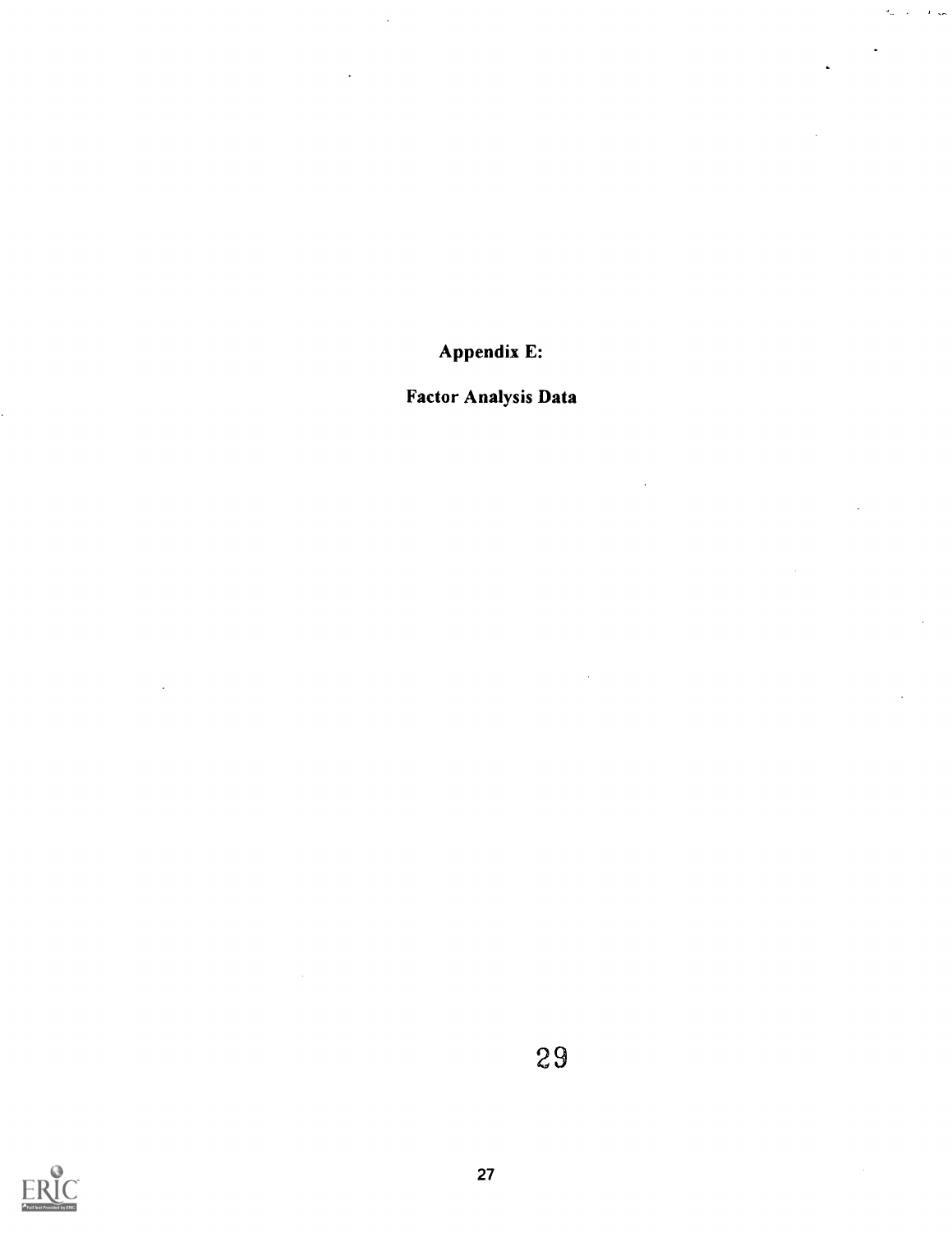# Appendix E:

## Factor Analysis Data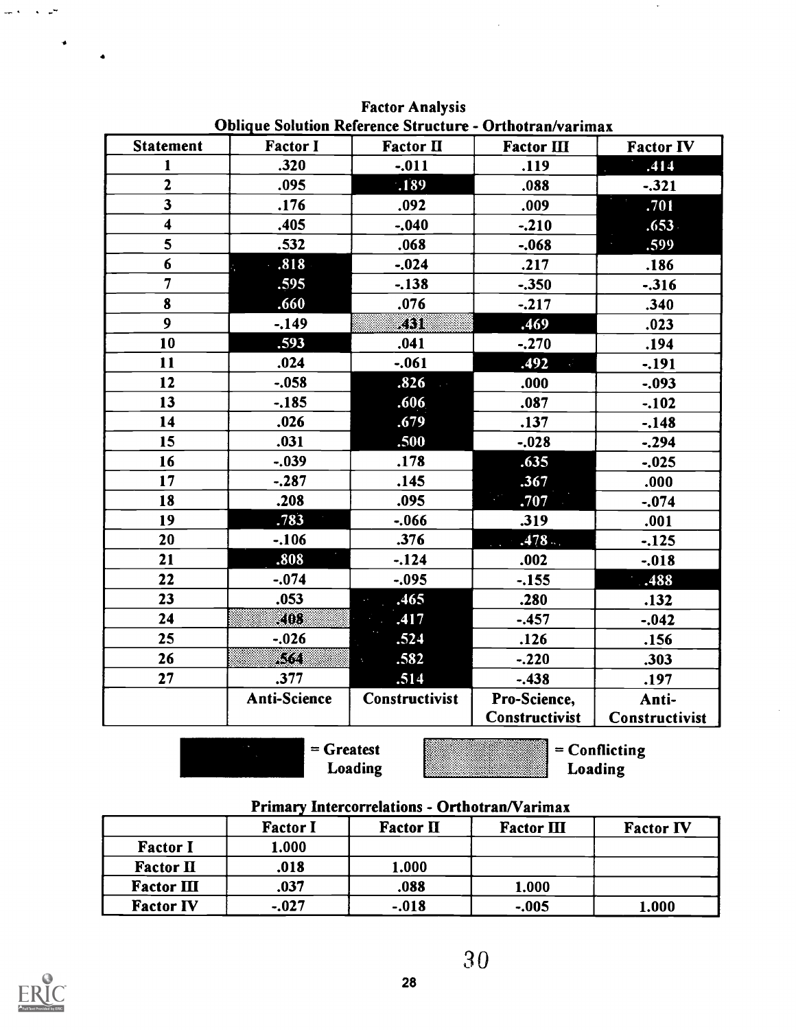**Factor Analysis**
**Oblique Solution Reference Structure - Orthotran/varimax**

| Statement | Factor I | Factor II | Factor III | Factor IV |
|---|---|---|---|---|
| 1 | .320 | -.011 | .119 | .414 |
| 2 | .095 | .189 | .088 | -.321 |
| 3 | .176 | .092 | .009 | .701 |
| 4 | .405 | -.040 | -.210 | .653 |
| 5 | .532 | .068 | -.068 | .599 |
| 6 | .818 | -.024 | .217 | .186 |
| 7 | .595 | -.138 | -.350 | -.316 |
| 8 | .660 | .076 | -.217 | .340 |
| 9 | -.149 | .431 | .469 | .023 |
| 10 | .593 | .041 | -.270 | .194 |
| 11 | .024 | -.061 | .492 | -.191 |
| 12 | -.058 | .826 | .000 | -.093 |
| 13 | -.185 | .606 | .087 | -.102 |
| 14 | .026 | .679 | .137 | -.148 |
| 15 | .031 | .500 | -.028 | -.294 |
| 16 | -.039 | .178 | .635 | -.025 |
| 17 | -.287 | .145 | .367 | .000 |
| 18 | .208 | .095 | .707 | -.074 |
| 19 | .783 | -.066 | .319 | .001 |
| 20 | -.106 | .376 | .478 | -.125 |
| 21 | .808 | -.124 | .002 | -.018 |
| 22 | -.074 | -.095 | -.155 | .488 |
| 23 | .053 | .465 | .280 | .132 |
| 24 | .408 | .417 | -.457 | -.042 |
| 25 | -.026 | .524 | .126 | .156 |
| 26 | .564 | .582 | -.220 | .303 |
| 27 | .377 | .514 | -.438 | .197 |
| | Anti-Science | Constructivist | Pro-Science, Constructivist | Anti-Constructivist |

[Black shading] = Greatest Loading    [Gray shading] = Conflicting Loading

**Primary Intercorrelations - Orthotran/Varimax**

| | Factor I | Factor II | Factor III | Factor IV |
|---|---|---|---|---|
| Factor I | 1.000 | | | |
| Factor II | .018 | 1.000 | | |
| Factor III | .037 | .088 | 1.000 | |
| Factor IV | -.027 | -.018 | -.005 | 1.000 |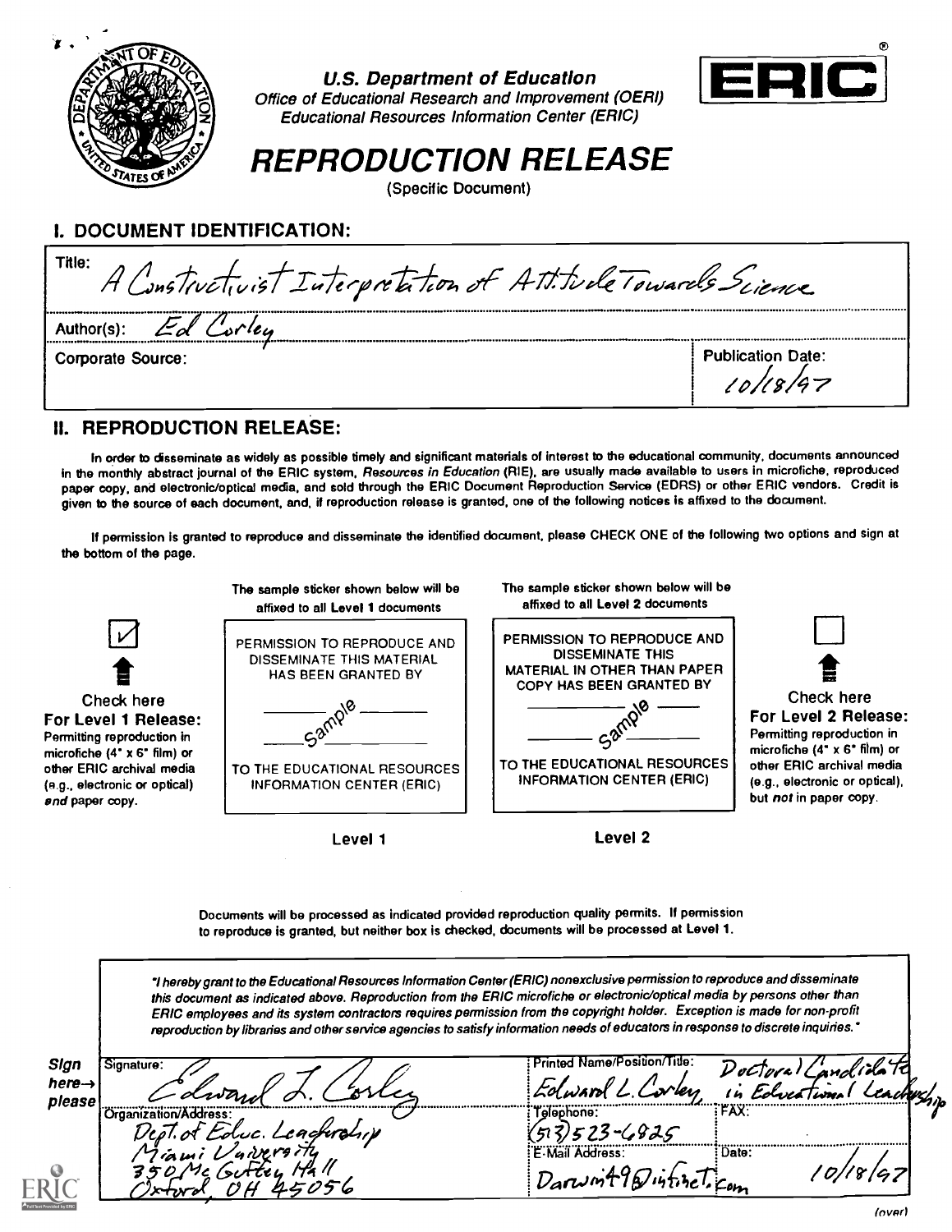U.S. Department of Education
Office of Educational Research and Improvement (OERI)
Educational Resources Information Center (ERIC)

ERIC®

# REPRODUCTION RELEASE

(Specific Document)

## I. DOCUMENT IDENTIFICATION:

| | |
|---|---|
| Title: A Constructivist Interpretation of Attitude Towards Science | |
| Author(s): Ed Corley | |
| Corporate Source: | Publication Date: 10/18/97 |

## II. REPRODUCTION RELEASE:

In order to disseminate as widely as possible timely and significant materials of interest to the educational community, documents announced in the monthly abstract journal of the ERIC system, *Resources in Education* (RIE), are usually made available to users in microfiche, reproduced paper copy, and electronic/optical media, and sold through the ERIC Document Reproduction Service (EDRS) or other ERIC vendors. Credit is given to the source of each document, and, if reproduction release is granted, one of the following notices is affixed to the document.

If permission is granted to reproduce and disseminate the identified document, please CHECK ONE of the following two options and sign at the bottom of the page.

| | The sample sticker shown below will be affixed to all **Level 1** documents | The sample sticker shown below will be affixed to all **Level 2** documents | |
|---|---|---|---|
| ☑ Check here **For Level 1 Release:** Permitting reproduction in microfiche (4" x 6" film) or other ERIC archival media (e.g., electronic or optical) *and* paper copy. | PERMISSION TO REPRODUCE AND DISSEMINATE THIS MATERIAL HAS BEEN GRANTED BY Sample TO THE EDUCATIONAL RESOURCES INFORMATION CENTER (ERIC) | PERMISSION TO REPRODUCE AND DISSEMINATE THIS MATERIAL IN OTHER THAN PAPER COPY HAS BEEN GRANTED BY Sample TO THE EDUCATIONAL RESOURCES INFORMATION CENTER (ERIC) | ☐ Check here **For Level 2 Release:** Permitting reproduction in microfiche (4" x 6" film) or other ERIC archival media (e.g., electronic or optical), but *not* in paper copy. |
| | Level 1 | Level 2 | |

Documents will be processed as indicated provided reproduction quality permits. If permission to reproduce is granted, but neither box is checked, documents will be processed at Level 1.

*"I hereby grant to the Educational Resources Information Center (ERIC) nonexclusive permission to reproduce and disseminate this document as indicated above. Reproduction from the ERIC microfiche or electronic/optical media by persons other than ERIC employees and its system contractors requires permission from the copyright holder. Exception is made for non-profit reproduction by libraries and other service agencies to satisfy information needs of educators in response to discrete inquiries."*

**Sign here→ please**

| | | |
|---|---|---|
| Signature: Edward L. Corley | Printed Name/Position/Title: Edward L. Corley, Doctoral Candidate in Educational Leadership | |
| Organization/Address: Dept. of Educ. Leadership, Miami University, 350 McGuffey Hall, Oxford, OH 45056 | Telephone: (513) 523-6925 | FAX: |
| | E-Mail Address: Darwin49@infinet.com | Date: 10/18/97 |

(over)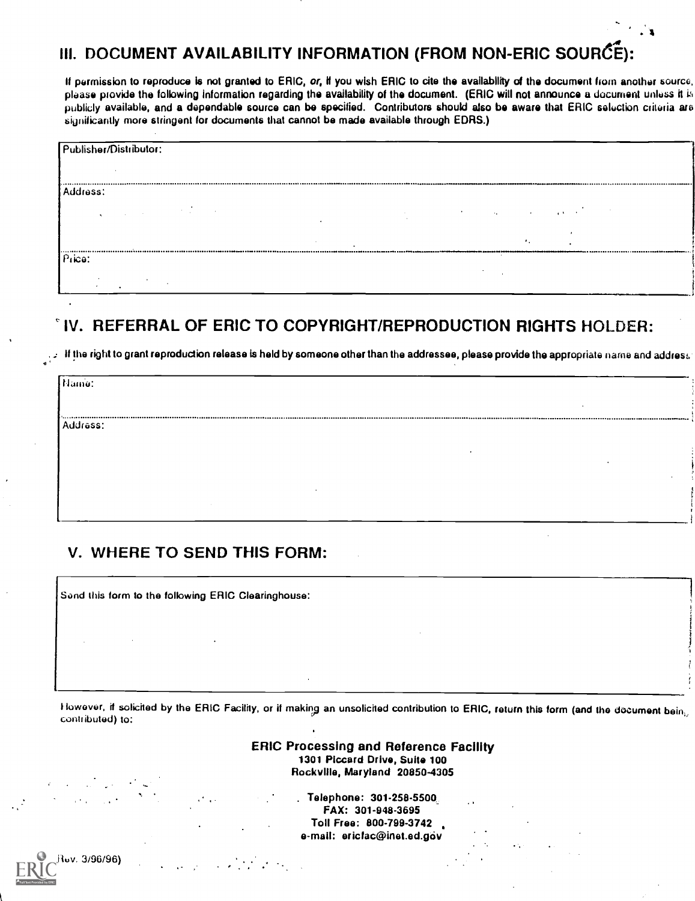## III. DOCUMENT AVAILABILITY INFORMATION (FROM NON-ERIC SOURCE):

If permission to reproduce is not granted to ERIC, *or*, if you wish ERIC to cite the availability of the document from another source, please provide the following information regarding the availability of the document. (ERIC will not announce a document unless it is publicly available, and a dependable source can be specified. Contributors should also be aware that ERIC selection criteria are significantly more stringent for documents that cannot be made available through EDRS.)

| |
|---|
| Publisher/Distributor: |
| Address: |
| Price: |

## IV. REFERRAL OF ERIC TO COPYRIGHT/REPRODUCTION RIGHTS HOLDER:

If the right to grant reproduction release is held by someone other than the addressee, please provide the appropriate name and address:

| |
|---|
| Name: |
| Address: |

## V. WHERE TO SEND THIS FORM:

| |
|---|
| Send this form to the following ERIC Clearinghouse: |

However, if solicited by the ERIC Facility, or if making an unsolicited contribution to ERIC, return this form (and the document being contributed) to:

**ERIC Processing and Reference Facility**
**1301 Piccard Drive, Suite 100**
**Rockville, Maryland 20850-4305**

**Telephone: 301-258-5500**
**FAX: 301-948-3695**
**Toll Free: 800-799-3742**
**e-mail: ericfac@inet.ed.gov**

(Rev. 3/96/96)